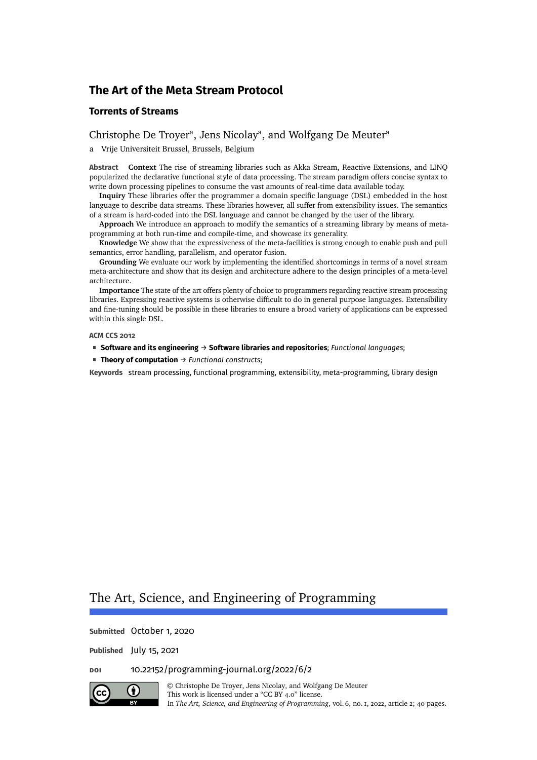# The Art of the Meta Stream Protocol

## Torrents of Streams

Christophe De Troyer[a], Jens Nicolay[a], and Wolfgang De Meuter[a]

a Vrije Universiteit Brussel, Brussels, Belgium

**Abstract** **Context** The rise of streaming libraries such as Akka Stream, Reactive Extensions, and LINQ popularized the declarative functional style of data processing. The stream paradigm offers concise syntax to write down processing pipelines to consume the vast amounts of real-time data available today.

**Inquiry** These libraries offer the programmer a domain specific language (DSL) embedded in the host language to describe data streams. These libraries however, all suffer from extensibility issues. The semantics of a stream is hard-coded into the DSL language and cannot be changed by the user of the library.

**Approach** We introduce an approach to modify the semantics of a streaming library by means of meta-programming at both run-time and compile-time, and showcase its generality.

**Knowledge** We show that the expressiveness of the meta-facilities is strong enough to enable push and pull semantics, error handling, parallelism, and operator fusion.

**Grounding** We evaluate our work by implementing the identified shortcomings in terms of a novel stream meta-architecture and show that its design and architecture adhere to the design principles of a meta-level architecture.

**Importance** The state of the art offers plenty of choice to programmers regarding reactive stream processing libraries. Expressing reactive systems is otherwise difficult to do in general purpose languages. Extensibility and fine-tuning should be possible in these libraries to ensure a broad variety of applications can be expressed within this single DSL.

**ACM CCS 2012**

- **Software and its engineering** → **Software libraries and repositories**; *Functional languages*;
- **Theory of computation** → *Functional constructs*;

**Keywords** stream processing, functional programming, extensibility, meta-programming, library design

The Art, Science, and Engineering of Programming

**Submitted** October 1, 2020

**Published** July 15, 2021

**DOI** 10.22152/programming-journal.org/2022/6/2

© Christophe De Troyer, Jens Nicolay, and Wolfgang De Meuter
This work is licensed under a "CC BY 4.0" license.
In *The Art, Science, and Engineering of Programming*, vol. 6, no. 1, 2022, article 2; 40 pages.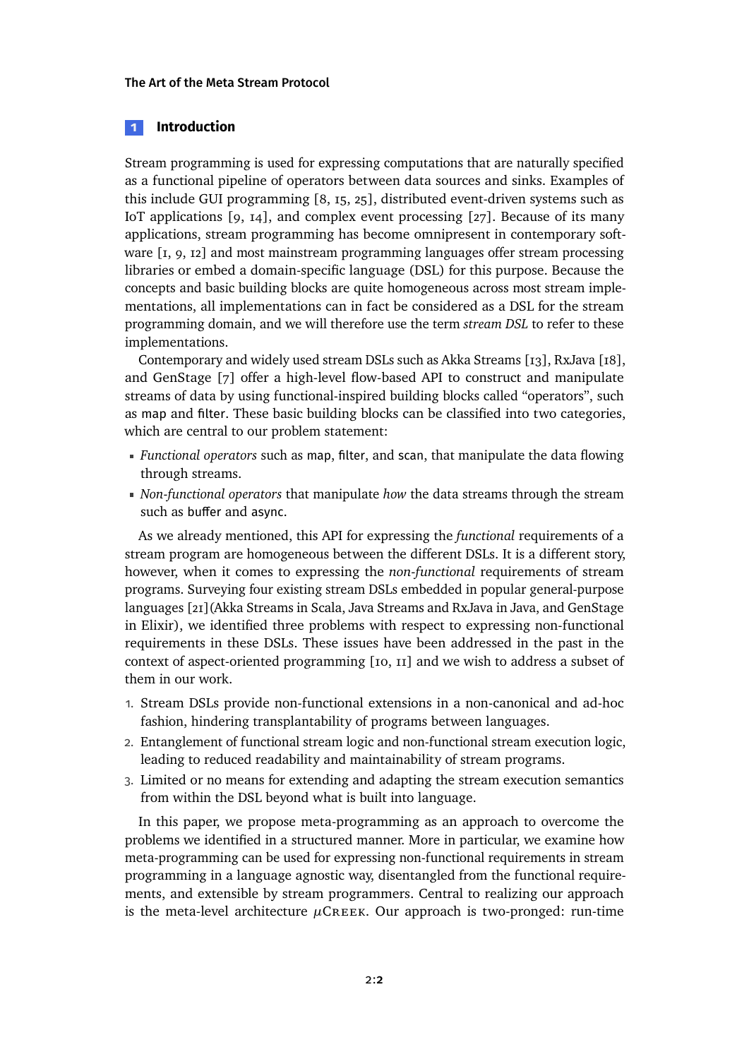## 1 Introduction

Stream programming is used for expressing computations that are naturally specified as a functional pipeline of operators between data sources and sinks. Examples of this include GUI programming [8, 15, 25], distributed event-driven systems such as IoT applications [9, 14], and complex event processing [27]. Because of its many applications, stream programming has become omnipresent in contemporary software [1, 9, 12] and most mainstream programming languages offer stream processing libraries or embed a domain-specific language (DSL) for this purpose. Because the concepts and basic building blocks are quite homogeneous across most stream implementations, all implementations can in fact be considered as a DSL for the stream programming domain, and we will therefore use the term *stream DSL* to refer to these implementations.

Contemporary and widely used stream DSLs such as Akka Streams [13], RxJava [18], and GenStage [7] offer a high-level flow-based API to construct and manipulate streams of data by using functional-inspired building blocks called "operators", such as `map` and `filter`. These basic building blocks can be classified into two categories, which are central to our problem statement:

- *Functional operators* such as `map`, `filter`, and `scan`, that manipulate the data flowing through streams.
- *Non-functional operators* that manipulate *how* the data streams through the stream such as `buffer` and `async`.

As we already mentioned, this API for expressing the *functional* requirements of a stream program are homogeneous between the different DSLs. It is a different story, however, when it comes to expressing the *non-functional* requirements of stream programs. Surveying four existing stream DSLs embedded in popular general-purpose languages [21](Akka Streams in Scala, Java Streams and RxJava in Java, and GenStage in Elixir), we identified three problems with respect to expressing non-functional requirements in these DSLs. These issues have been addressed in the past in the context of aspect-oriented programming [10, 11] and we wish to address a subset of them in our work.

1. Stream DSLs provide non-functional extensions in a non-canonical and ad-hoc fashion, hindering transplantability of programs between languages.
2. Entanglement of functional stream logic and non-functional stream execution logic, leading to reduced readability and maintainability of stream programs.
3. Limited or no means for extending and adapting the stream execution semantics from within the DSL beyond what is built into language.

In this paper, we propose meta-programming as an approach to overcome the problems we identified in a structured manner. More in particular, we examine how meta-programming can be used for expressing non-functional requirements in stream programming in a language agnostic way, disentangled from the functional requirements, and extensible by stream programmers. Central to realizing our approach is the meta-level architecture $\mu$Creek. Our approach is two-pronged: run-time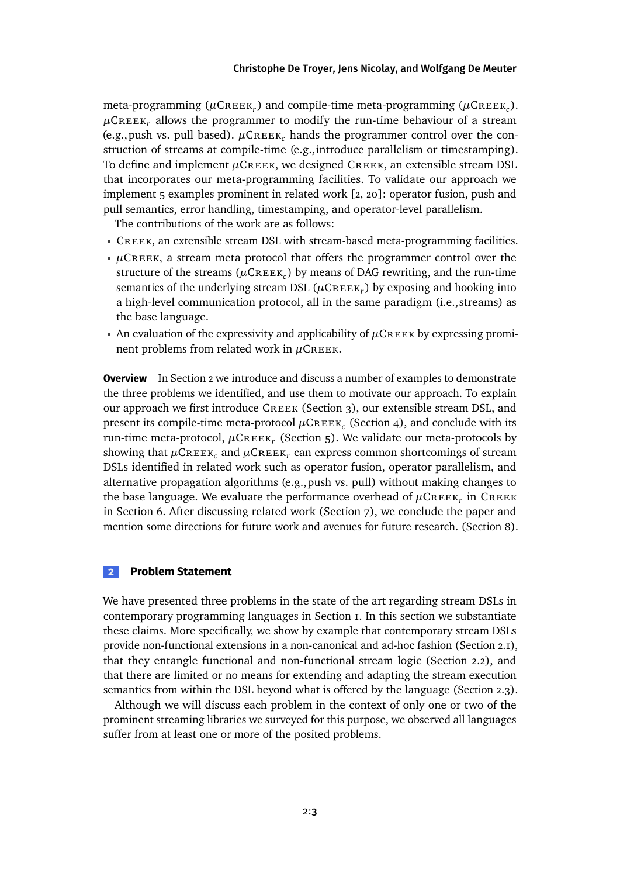meta-programming ($\mu$Creek$_r$) and compile-time meta-programming ($\mu$Creek$_c$). $\mu$Creek$_r$ allows the programmer to modify the run-time behaviour of a stream (e.g., push vs. pull based). $\mu$Creek$_c$ hands the programmer control over the construction of streams at compile-time (e.g., introduce parallelism or timestamping). To define and implement $\mu$Creek, we designed Creek, an extensible stream DSL that incorporates our meta-programming facilities. To validate our approach we implement 5 examples prominent in related work [2, 20]: operator fusion, push and pull semantics, error handling, timestamping, and operator-level parallelism.

The contributions of the work are as follows:

- Creek, an extensible stream DSL with stream-based meta-programming facilities.
- $\mu$Creek, a stream meta protocol that offers the programmer control over the structure of the streams ($\mu$Creek$_c$) by means of DAG rewriting, and the run-time semantics of the underlying stream DSL ($\mu$Creek$_r$) by exposing and hooking into a high-level communication protocol, all in the same paradigm (i.e., streams) as the base language.
- An evaluation of the expressivity and applicability of $\mu$Creek by expressing prominent problems from related work in $\mu$Creek.

**Overview** In Section 2 we introduce and discuss a number of examples to demonstrate the three problems we identified, and use them to motivate our approach. To explain our approach we first introduce Creek (Section 3), our extensible stream DSL, and present its compile-time meta-protocol $\mu$Creek$_c$ (Section 4), and conclude with its run-time meta-protocol, $\mu$Creek$_r$ (Section 5). We validate our meta-protocols by showing that $\mu$Creek$_c$ and $\mu$Creek$_r$ can express common shortcomings of stream DSLs identified in related work such as operator fusion, operator parallelism, and alternative propagation algorithms (e.g., push vs. pull) without making changes to the base language. We evaluate the performance overhead of $\mu$Creek$_r$ in Creek in Section 6. After discussing related work (Section 7), we conclude the paper and mention some directions for future work and avenues for future research. (Section 8).

## 2 Problem Statement

We have presented three problems in the state of the art regarding stream DSLs in contemporary programming languages in Section 1. In this section we substantiate these claims. More specifically, we show by example that contemporary stream DSLs provide non-functional extensions in a non-canonical and ad-hoc fashion (Section 2.1), that they entangle functional and non-functional stream logic (Section 2.2), and that there are limited or no means for extending and adapting the stream execution semantics from within the DSL beyond what is offered by the language (Section 2.3).

Although we will discuss each problem in the context of only one or two of the prominent streaming libraries we surveyed for this purpose, we observed all languages suffer from at least one or more of the posited problems.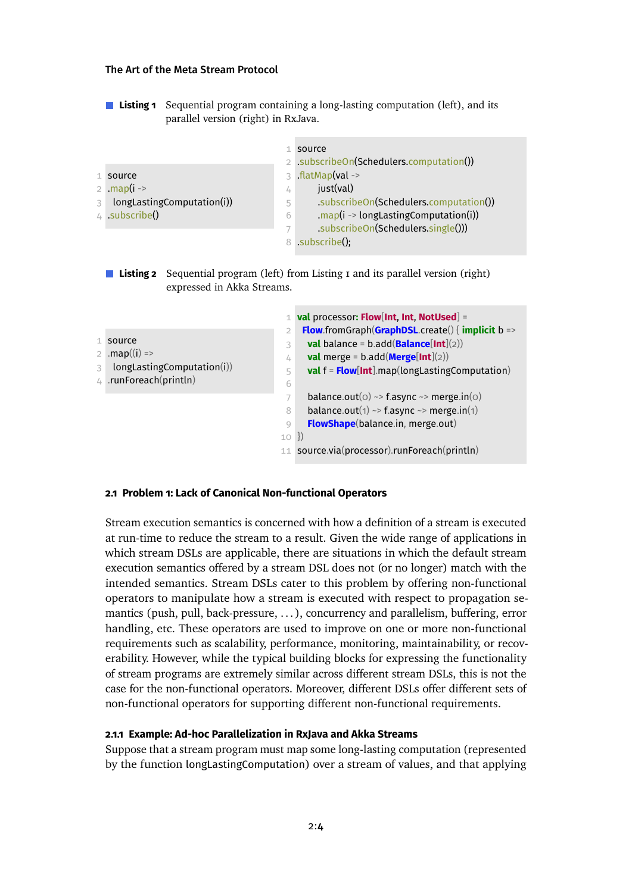**Listing 1** Sequential program containing a long-lasting computation (left), and its parallel version (right) in RxJava.

```
source
.map(i ->
  longLastingComputation(i))
.subscribe()
```

```
source
.subscribeOn(Schedulers.computation())
.flatMap(val ->
    just(val)
    .subscribeOn(Schedulers.computation())
    .map(i -> longLastingComputation(i))
    .subscribeOn(Schedulers.single()))
.subscribe();
```

**Listing 2** Sequential program (left) from Listing 1 and its parallel version (right) expressed in Akka Streams.

```
source
.map((i) =>
  longLastingComputation(i))
.runForeach(println)
```

```
val processor: Flow[Int, Int, NotUsed] =
  Flow.fromGraph(GraphDSL.create() { implicit b =>
    val balance = b.add(Balance[Int](2))
    val merge = b.add(Merge[Int](2))
    val f = Flow[Int].map(longLastingComputation)

    balance.out(0) ~> f.async ~> merge.in(0)
    balance.out(1) ~> f.async ~> merge.in(1)
    FlowShape(balance.in, merge.out)
})
source.via(processor).runForeach(println)
```

### 2.1 Problem 1: Lack of Canonical Non-functional Operators

Stream execution semantics is concerned with how a definition of a stream is executed at run-time to reduce the stream to a result. Given the wide range of applications in which stream DSLs are applicable, there are situations in which the default stream execution semantics offered by a stream DSL does not (or no longer) match with the intended semantics. Stream DSLs cater to this problem by offering non-functional operators to manipulate how a stream is executed with respect to propagation semantics (push, pull, back-pressure, …), concurrency and parallelism, buffering, error handling, etc. These operators are used to improve on one or more non-functional requirements such as scalability, performance, monitoring, maintainability, or recoverability. However, while the typical building blocks for expressing the functionality of stream programs are extremely similar across different stream DSLs, this is not the case for the non-functional operators. Moreover, different DSLs offer different sets of non-functional operators for supporting different non-functional requirements.

#### 2.1.1 Example: Ad-hoc Parallelization in RxJava and Akka Streams

Suppose that a stream program must map some long-lasting computation (represented by the function longLastingComputation) over a stream of values, and that applying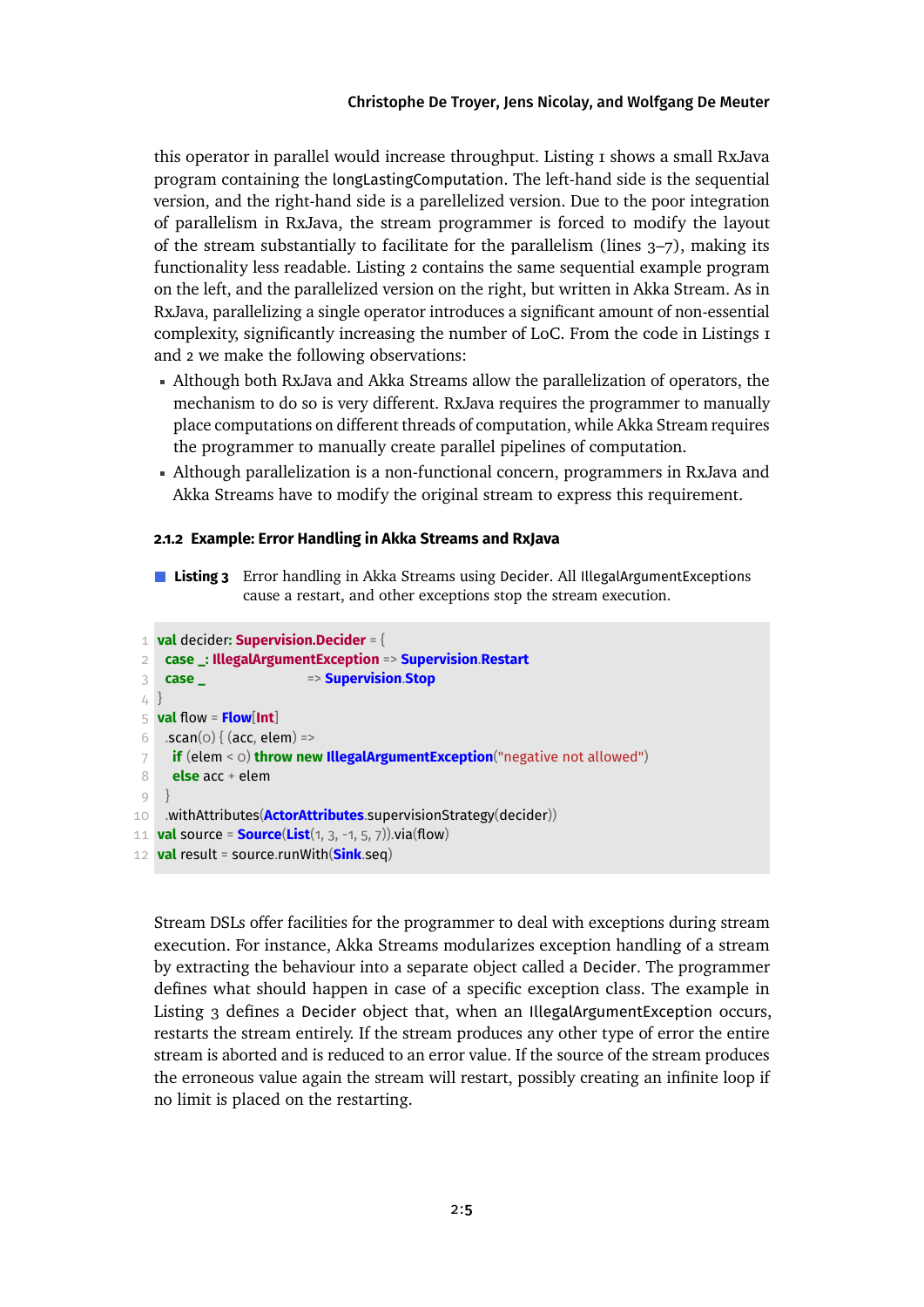this operator in parallel would increase throughput. Listing 1 shows a small RxJava program containing the longLastingComputation. The left-hand side is the sequential version, and the right-hand side is a parellelized version. Due to the poor integration of parallelism in RxJava, the stream programmer is forced to modify the layout of the stream substantially to facilitate for the parallelism (lines 3–7), making its functionality less readable. Listing 2 contains the same sequential example program on the left, and the parallelized version on the right, but written in Akka Stream. As in RxJava, parallelizing a single operator introduces a significant amount of non-essential complexity, significantly increasing the number of LoC. From the code in Listings 1 and 2 we make the following observations:

- Although both RxJava and Akka Streams allow the parallelization of operators, the mechanism to do so is very different. RxJava requires the programmer to manually place computations on different threads of computation, while Akka Stream requires the programmer to manually create parallel pipelines of computation.
- Although parallelization is a non-functional concern, programmers in RxJava and Akka Streams have to modify the original stream to express this requirement.

### 2.1.2 Example: Error Handling in Akka Streams and RxJava

**Listing 3** Error handling in Akka Streams using Decider. All IllegalArgumentExceptions cause a restart, and other exceptions stop the stream execution.

```
val decider: Supervision.Decider = {
  case _: IllegalArgumentException => Supervision.Restart
  case _                          => Supervision.Stop
}
val flow = Flow[Int]
  .scan(0) { (acc, elem) =>
    if (elem < 0) throw new IllegalArgumentException("negative not allowed")
    else acc + elem
  }
  .withAttributes(ActorAttributes.supervisionStrategy(decider))
val source = Source(List(1, 3, -1, 5, 7)).via(flow)
val result = source.runWith(Sink.seq)
```

Stream DSLs offer facilities for the programmer to deal with exceptions during stream execution. For instance, Akka Streams modularizes exception handling of a stream by extracting the behaviour into a separate object called a Decider. The programmer defines what should happen in case of a specific exception class. The example in Listing 3 defines a Decider object that, when an IllegalArgumentException occurs, restarts the stream entirely. If the stream produces any other type of error the entire stream is aborted and is reduced to an error value. If the source of the stream produces the erroneous value again the stream will restart, possibly creating an infinite loop if no limit is placed on the restarting.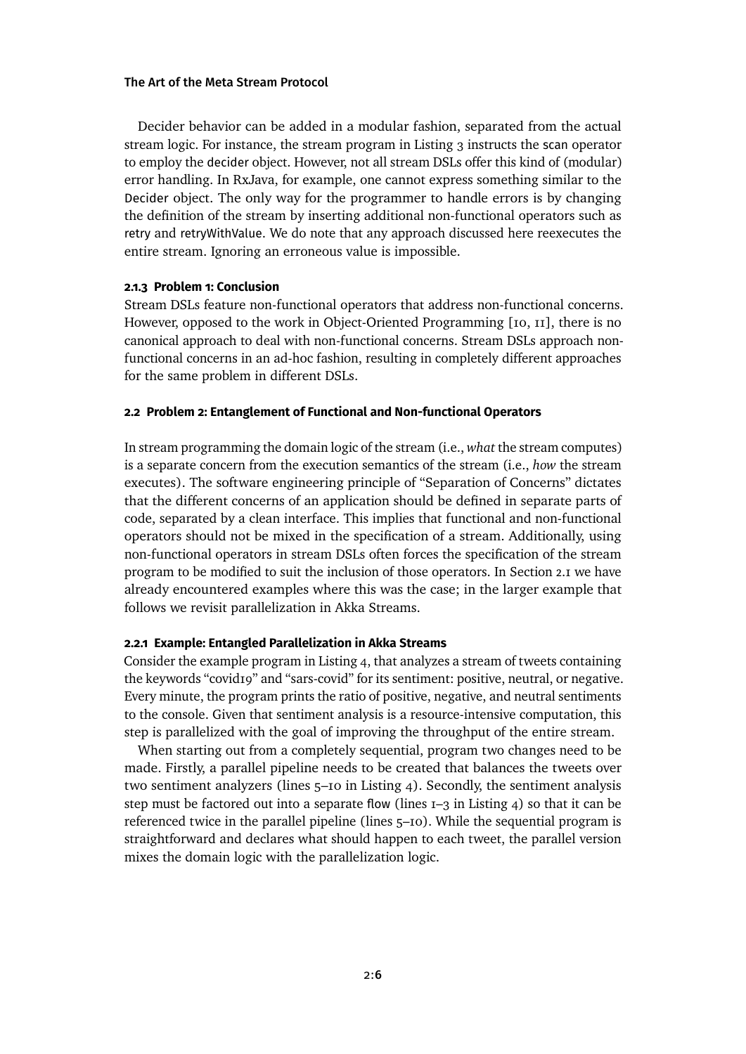Decider behavior can be added in a modular fashion, separated from the actual stream logic. For instance, the stream program in Listing 3 instructs the scan operator to employ the decider object. However, not all stream DSLs offer this kind of (modular) error handling. In RxJava, for example, one cannot express something similar to the Decider object. The only way for the programmer to handle errors is by changing the definition of the stream by inserting additional non-functional operators such as retry and retryWithValue. We do note that any approach discussed here reexecutes the entire stream. Ignoring an erroneous value is impossible.

#### 2.1.3 Problem 1: Conclusion

Stream DSLs feature non-functional operators that address non-functional concerns. However, opposed to the work in Object-Oriented Programming [10, 11], there is no canonical approach to deal with non-functional concerns. Stream DSLs approach non-functional concerns in an ad-hoc fashion, resulting in completely different approaches for the same problem in different DSLs.

### 2.2 Problem 2: Entanglement of Functional and Non-functional Operators

In stream programming the domain logic of the stream (i.e., *what* the stream computes) is a separate concern from the execution semantics of the stream (i.e., *how* the stream executes). The software engineering principle of "Separation of Concerns" dictates that the different concerns of an application should be defined in separate parts of code, separated by a clean interface. This implies that functional and non-functional operators should not be mixed in the specification of a stream. Additionally, using non-functional operators in stream DSLs often forces the specification of the stream program to be modified to suit the inclusion of those operators. In Section 2.1 we have already encountered examples where this was the case; in the larger example that follows we revisit parallelization in Akka Streams.

#### 2.2.1 Example: Entangled Parallelization in Akka Streams

Consider the example program in Listing 4, that analyzes a stream of tweets containing the keywords "covid19" and "sars-covid" for its sentiment: positive, neutral, or negative. Every minute, the program prints the ratio of positive, negative, and neutral sentiments to the console. Given that sentiment analysis is a resource-intensive computation, this step is parallelized with the goal of improving the throughput of the entire stream.

When starting out from a completely sequential, program two changes need to be made. Firstly, a parallel pipeline needs to be created that balances the tweets over two sentiment analyzers (lines 5–10 in Listing 4). Secondly, the sentiment analysis step must be factored out into a separate flow (lines 1–3 in Listing 4) so that it can be referenced twice in the parallel pipeline (lines 5–10). While the sequential program is straightforward and declares what should happen to each tweet, the parallel version mixes the domain logic with the parallelization logic.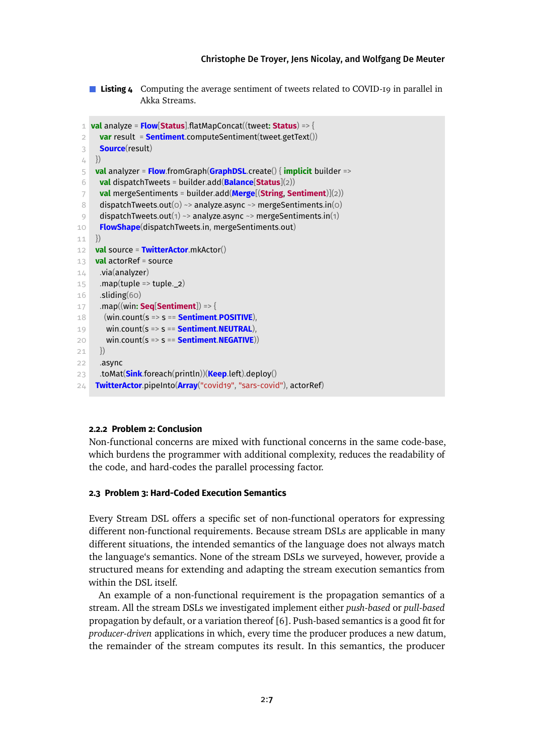**Listing 4** Computing the average sentiment of tweets related to COVID-19 in parallel in Akka Streams.

```
val analyze = Flow[Status].flatMapConcat((tweet: Status) => {
  var result  = Sentiment.computeSentiment(tweet.getText())
  Source(result)
})
val analyzer = Flow.fromGraph(GraphDSL.create() { implicit builder =>
  val dispatchTweets = builder.add(Balance[Status](2))
  val mergeSentiments = builder.add(Merge[(String, Sentiment)](2))
  dispatchTweets.out(0) ~> analyze.async ~> mergeSentiments.in(0)
  dispatchTweets.out(1) ~> analyze.async ~> mergeSentiments.in(1)
  FlowShape(dispatchTweets.in, mergeSentiments.out)
})
val source = TwitterActor.mkActor()
val actorRef = source
  .via(analyzer)
  .map(tuple => tuple._2)
  .sliding(60)
  .map((win: Seq[Sentiment]) => {
    (win.count(s => s == Sentiment.POSITIVE),
     win.count(s => s == Sentiment.NEUTRAL),
     win.count(s => s == Sentiment.NEGATIVE))
  })
  .async
  .toMat(Sink.foreach(println))(Keep.left).deploy()
TwitterActor.pipeInto(Array("covid19", "sars-covid"), actorRef)
```

### 2.2.2 Problem 2: Conclusion

Non-functional concerns are mixed with functional concerns in the same code-base, which burdens the programmer with additional complexity, reduces the readability of the code, and hard-codes the parallel processing factor.

## 2.3 Problem 3: Hard-Coded Execution Semantics

Every Stream DSL offers a specific set of non-functional operators for expressing different non-functional requirements. Because stream DSLs are applicable in many different situations, the intended semantics of the language does not always match the language's semantics. None of the stream DSLs we surveyed, however, provide a structured means for extending and adapting the stream execution semantics from within the DSL itself.

An example of a non-functional requirement is the propagation semantics of a stream. All the stream DSLs we investigated implement either *push-based* or *pull-based* propagation by default, or a variation thereof [6]. Push-based semantics is a good fit for *producer-driven* applications in which, every time the producer produces a new datum, the remainder of the stream computes its result. In this semantics, the producer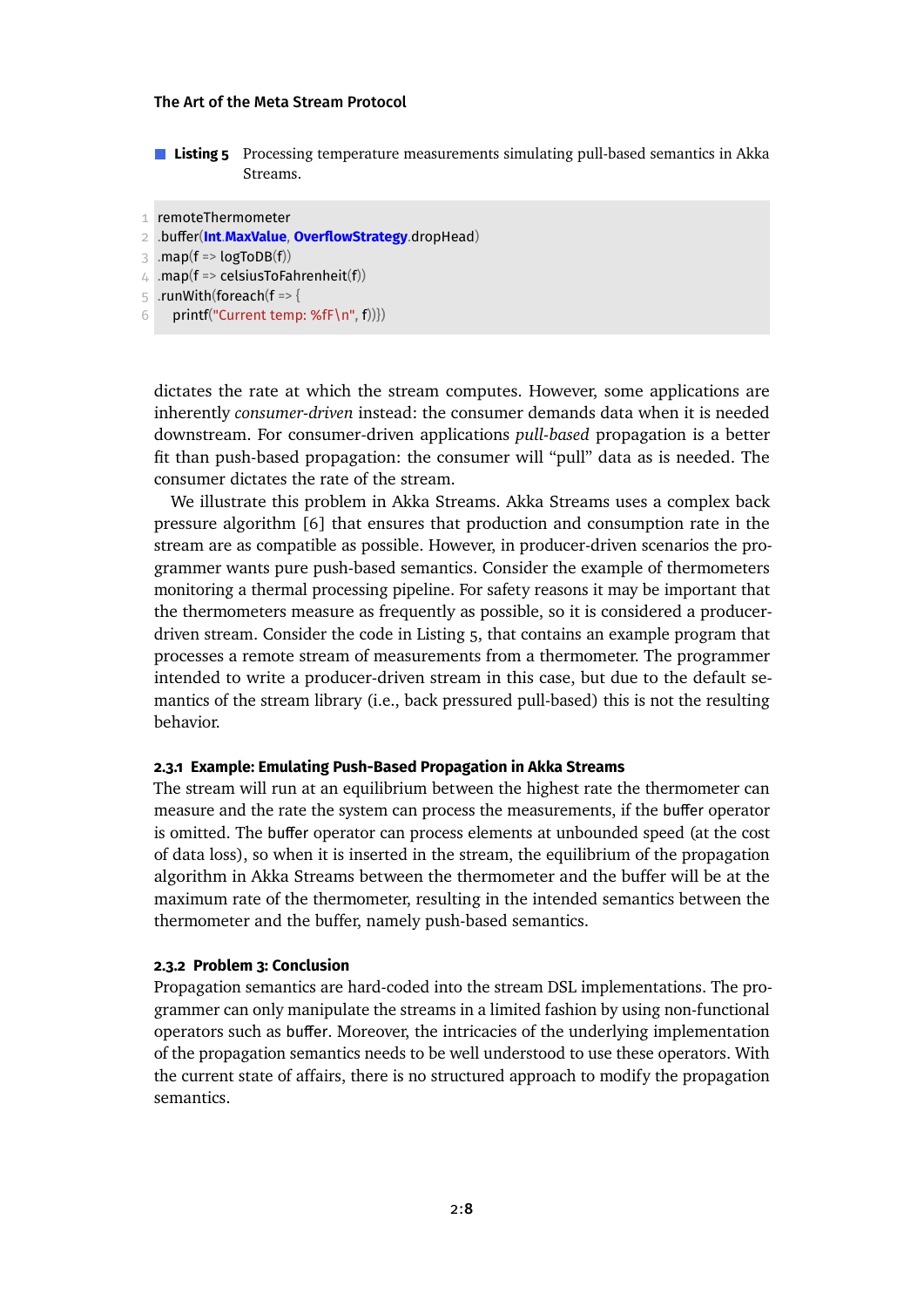**Listing 5** Processing temperature measurements simulating pull-based semantics in Akka Streams.

```
remoteThermometer
.buffer(Int.MaxValue, OverflowStrategy.dropHead)
.map(f => logToDB(f))
.map(f => celsiusToFahrenheit(f))
.runWith(foreach(f => {
  printf("Current temp: %fF\n", f)}))
```

dictates the rate at which the stream computes. However, some applications are inherently *consumer-driven* instead: the consumer demands data when it is needed downstream. For consumer-driven applications *pull-based* propagation is a better fit than push-based propagation: the consumer will "pull" data as is needed. The consumer dictates the rate of the stream.

We illustrate this problem in Akka Streams. Akka Streams uses a complex back pressure algorithm [6] that ensures that production and consumption rate in the stream are as compatible as possible. However, in producer-driven scenarios the programmer wants pure push-based semantics. Consider the example of thermometers monitoring a thermal processing pipeline. For safety reasons it may be important that the thermometers measure as frequently as possible, so it is considered a producer-driven stream. Consider the code in Listing 5, that contains an example program that processes a remote stream of measurements from a thermometer. The programmer intended to write a producer-driven stream in this case, but due to the default semantics of the stream library (i.e., back pressured pull-based) this is not the resulting behavior.

### 2.3.1 Example: Emulating Push-Based Propagation in Akka Streams

The stream will run at an equilibrium between the highest rate the thermometer can measure and the rate the system can process the measurements, if the buffer operator is omitted. The buffer operator can process elements at unbounded speed (at the cost of data loss), so when it is inserted in the stream, the equilibrium of the propagation algorithm in Akka Streams between the thermometer and the buffer will be at the maximum rate of the thermometer, resulting in the intended semantics between the thermometer and the buffer, namely push-based semantics.

### 2.3.2 Problem 3: Conclusion

Propagation semantics are hard-coded into the stream DSL implementations. The programmer can only manipulate the streams in a limited fashion by using non-functional operators such as buffer. Moreover, the intricacies of the underlying implementation of the propagation semantics needs to be well understood to use these operators. With the current state of affairs, there is no structured approach to modify the propagation semantics.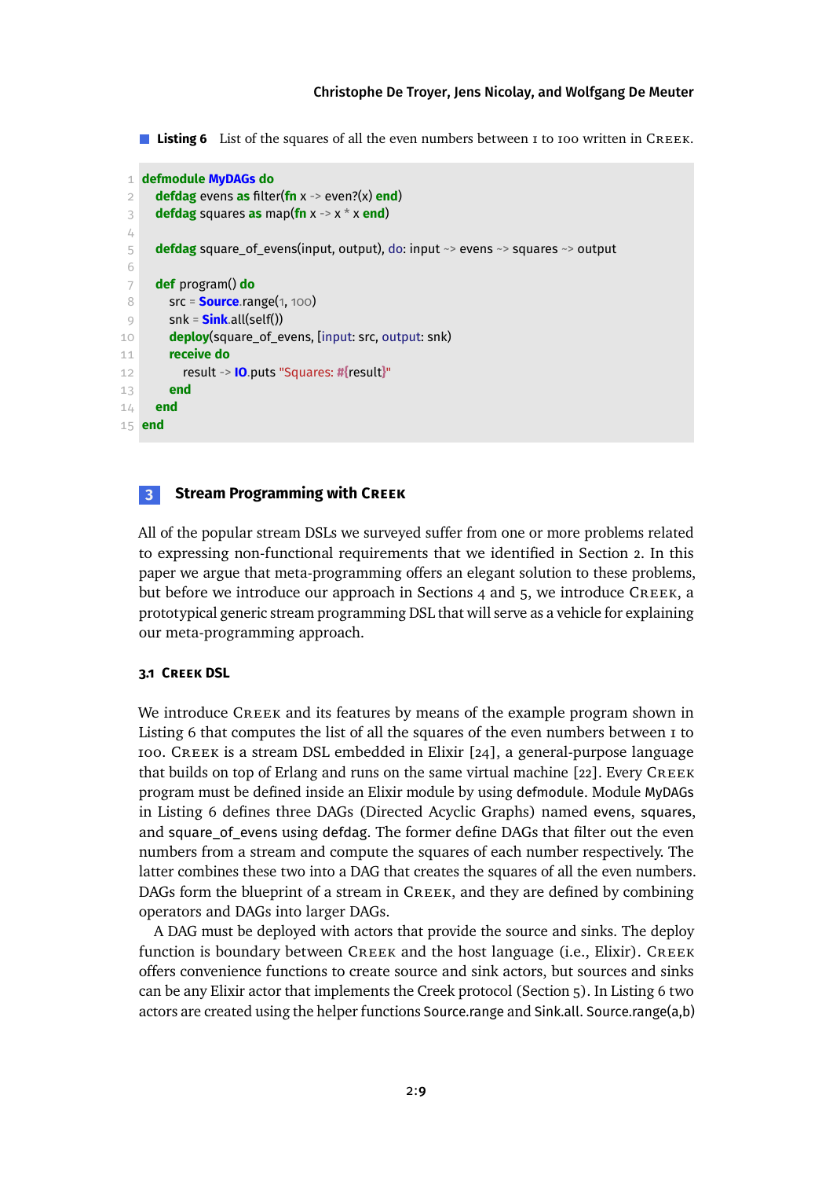**Listing 6** List of the squares of all the even numbers between 1 to 100 written in CREEK.

```
defmodule MyDAGs do
  defdag evens as filter(fn x -> even?(x) end)
  defdag squares as map(fn x -> x * x end)

  defdag square_of_evens(input, output), do: input ~> evens ~> squares ~> output

  def program() do
    src = Source.range(1, 100)
    snk = Sink.all(self())
    deploy(square_of_evens, [input: src, output: snk)
    receive do
      result -> IO.puts "Squares: #{result}"
    end
  end
end
```

## 3 Stream Programming with CREEK

All of the popular stream DSLs we surveyed suffer from one or more problems related to expressing non-functional requirements that we identified in Section 2. In this paper we argue that meta-programming offers an elegant solution to these problems, but before we introduce our approach in Sections 4 and 5, we introduce CREEK, a prototypical generic stream programming DSL that will serve as a vehicle for explaining our meta-programming approach.

### 3.1 CREEK DSL

We introduce CREEK and its features by means of the example program shown in Listing 6 that computes the list of all the squares of the even numbers between 1 to 100. CREEK is a stream DSL embedded in Elixir [24], a general-purpose language that builds on top of Erlang and runs on the same virtual machine [22]. Every CREEK program must be defined inside an Elixir module by using `defmodule`. Module `MyDAGs` in Listing 6 defines three DAGs (Directed Acyclic Graphs) named `evens`, `squares`, and `square_of_evens` using `defdag`. The former define DAGs that filter out the even numbers from a stream and compute the squares of each number respectively. The latter combines these two into a DAG that creates the squares of all the even numbers. DAGs form the blueprint of a stream in CREEK, and they are defined by combining operators and DAGs into larger DAGs.

A DAG must be deployed with actors that provide the source and sinks. The deploy function is boundary between CREEK and the host language (i.e., Elixir). CREEK offers convenience functions to create source and sink actors, but sources and sinks can be any Elixir actor that implements the Creek protocol (Section 5). In Listing 6 two actors are created using the helper functions `Source.range` and `Sink.all`. `Source.range(a,b)`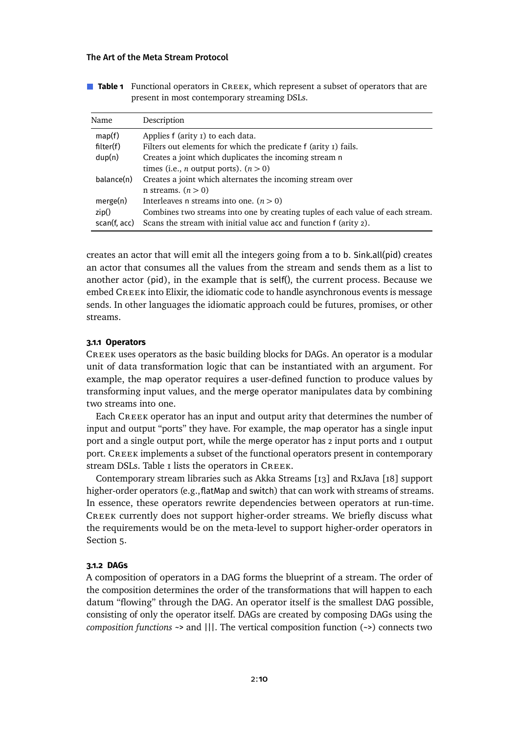**Table 1** Functional operators in CREEK, which represent a subset of operators that are present in most contemporary streaming DSLs.

| Name | Description |
|---|---|
| map(f) | Applies f (arity 1) to each data. |
| filter(f) | Filters out elements for which the predicate f (arity 1) fails. |
| dup(n) | Creates a joint which duplicates the incoming stream n times (i.e., $n$ output ports). $(n > 0)$ |
| balance(n) | Creates a joint which alternates the incoming stream over n streams. $(n > 0)$ |
| merge(n) | Interleaves n streams into one. $(n > 0)$ |
| zip() | Combines two streams into one by creating tuples of each value of each stream. |
| scan(f, acc) | Scans the stream with initial value acc and function f (arity 2). |

creates an actor that will emit all the integers going from a to b. Sink.all(pid) creates an actor that consumes all the values from the stream and sends them as a list to another actor (pid), in the example that is self(), the current process. Because we embed CREEK into Elixir, the idiomatic code to handle asynchronous events is message sends. In other languages the idiomatic approach could be futures, promises, or other streams.

#### 3.1.1 Operators

CREEK uses operators as the basic building blocks for DAGs. An operator is a modular unit of data transformation logic that can be instantiated with an argument. For example, the map operator requires a user-defined function to produce values by transforming input values, and the merge operator manipulates data by combining two streams into one.

Each CREEK operator has an input and output arity that determines the number of input and output "ports" they have. For example, the map operator has a single input port and a single output port, while the merge operator has 2 input ports and 1 output port. CREEK implements a subset of the functional operators present in contemporary stream DSLs. Table 1 lists the operators in CREEK.

Contemporary stream libraries such as Akka Streams [13] and RxJava [18] support higher-order operators (e.g., flatMap and switch) that can work with streams of streams. In essence, these operators rewrite dependencies between operators at run-time. CREEK currently does not support higher-order streams. We briefly discuss what the requirements would be on the meta-level to support higher-order operators in Section 5.

#### 3.1.2 DAGs

A composition of operators in a DAG forms the blueprint of a stream. The order of the composition determines the order of the transformations that will happen to each datum "flowing" through the DAG. An operator itself is the smallest DAG possible, consisting of only the operator itself. DAGs are created by composing DAGs using the *composition functions* ~> and |||. The vertical composition function (~>) connects two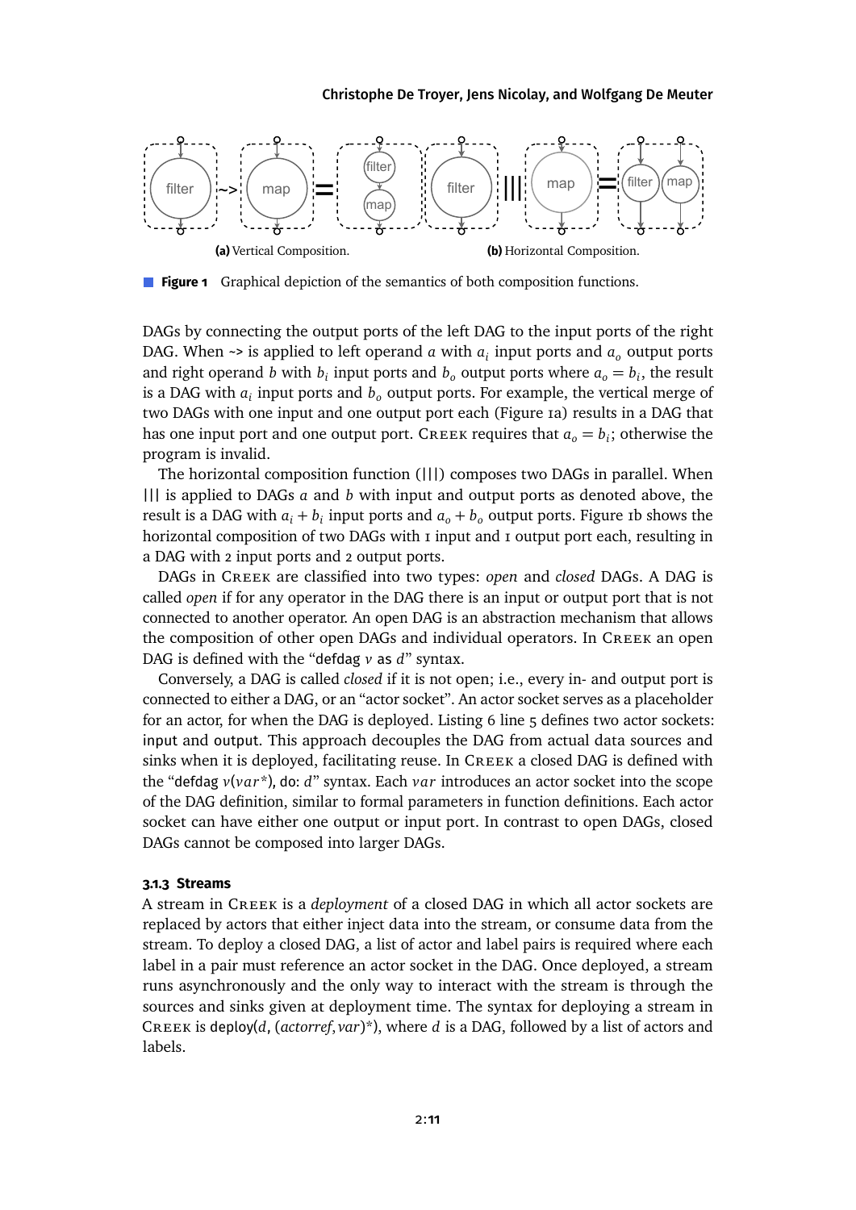(a) Vertical Composition. (b) Horizontal Composition.

**Figure 1** Graphical depiction of the semantics of both composition functions.

DAGs by connecting the output ports of the left DAG to the input ports of the right DAG. When ~> is applied to left operand $a$ with $a_i$ input ports and $a_o$ output ports and right operand $b$ with $b_i$ input ports and $b_o$ output ports where $a_o = b_i$, the result is a DAG with $a_i$ input ports and $b_o$ output ports. For example, the vertical merge of two DAGs with one input and one output port each (Figure 1a) results in a DAG that has one input port and one output port. Creek requires that $a_o = b_i$; otherwise the program is invalid.

The horizontal composition function (|||) composes two DAGs in parallel. When ||| is applied to DAGs $a$ and $b$ with input and output ports as denoted above, the result is a DAG with $a_i + b_i$ input ports and $a_o + b_o$ output ports. Figure 1b shows the horizontal composition of two DAGs with 1 input and 1 output port each, resulting in a DAG with 2 input ports and 2 output ports.

DAGs in Creek are classified into two types: *open* and *closed* DAGs. A DAG is called *open* if for any operator in the DAG there is an input or output port that is not connected to another operator. An open DAG is an abstraction mechanism that allows the composition of other open DAGs and individual operators. In Creek an open DAG is defined with the "`defdag` $v$ `as` $d$" syntax.

Conversely, a DAG is called *closed* if it is not open; i.e., every in- and output port is connected to either a DAG, or an "actor socket". An actor socket serves as a placeholder for an actor, for when the DAG is deployed. Listing 6 line 5 defines two actor sockets: `input` and `output`. This approach decouples the DAG from actual data sources and sinks when it is deployed, facilitating reuse. In Creek a closed DAG is defined with the "`defdag` $v(var^*)$, `do`: $d$" syntax. Each $var$ introduces an actor socket into the scope of the DAG definition, similar to formal parameters in function definitions. Each actor socket can have either one output or input port. In contrast to open DAGs, closed DAGs cannot be composed into larger DAGs.

### 3.1.3 Streams

A stream in Creek is a *deployment* of a closed DAG in which all actor sockets are replaced by actors that either inject data into the stream, or consume data from the stream. To deploy a closed DAG, a list of actor and label pairs is required where each label in a pair must reference an actor socket in the DAG. Once deployed, a stream runs asynchronously and the only way to interact with the stream is through the sources and sinks given at deployment time. The syntax for deploying a stream in Creek is `deploy`($d$, (*actorref*, *var*)*), where $d$ is a DAG, followed by a list of actors and labels.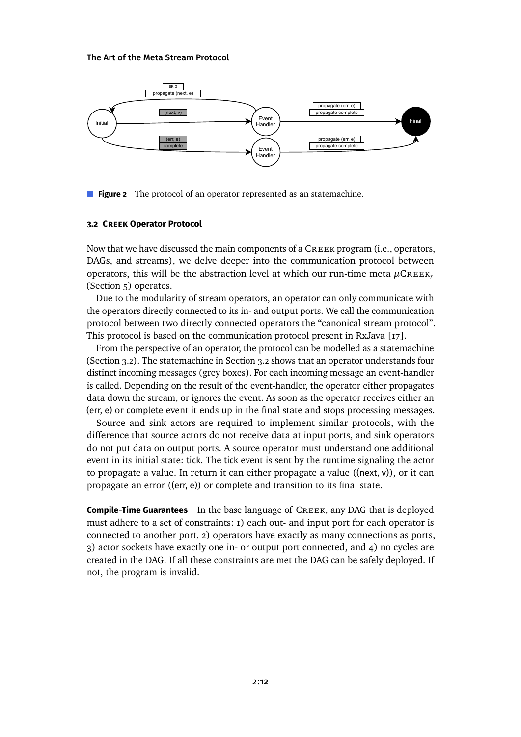**Figure 2** The protocol of an operator represented as an statemachine.

### 3.2 Creek Operator Protocol

Now that we have discussed the main components of a Creek program (i.e., operators, DAGs, and streams), we delve deeper into the communication protocol between operators, this will be the abstraction level at which our run-time meta $\mu$Creek$_r$ (Section 5) operates.

Due to the modularity of stream operators, an operator can only communicate with the operators directly connected to its in- and output ports. We call the communication protocol between two directly connected operators the "canonical stream protocol". This protocol is based on the communication protocol present in RxJava [17].

From the perspective of an operator, the protocol can be modelled as a statemachine (Section 3.2). The statemachine in Section 3.2 shows that an operator understands four distinct incoming messages (grey boxes). For each incoming message an event-handler is called. Depending on the result of the event-handler, the operator either propagates data down the stream, or ignores the event. As soon as the operator receives either an (err, e) or complete event it ends up in the final state and stops processing messages.

Source and sink actors are required to implement similar protocols, with the difference that source actors do not receive data at input ports, and sink operators do not put data on output ports. A source operator must understand one additional event in its initial state: tick. The tick event is sent by the runtime signaling the actor to propagate a value. In return it can either propagate a value ((next, v)), or it can propagate an error ((err, e)) or complete and transition to its final state.

**Compile-Time Guarantees** In the base language of Creek, any DAG that is deployed must adhere to a set of constraints: 1) each out- and input port for each operator is connected to another port, 2) operators have exactly as many connections as ports, 3) actor sockets have exactly one in- or output port connected, and 4) no cycles are created in the DAG. If all these constraints are met the DAG can be safely deployed. If not, the program is invalid.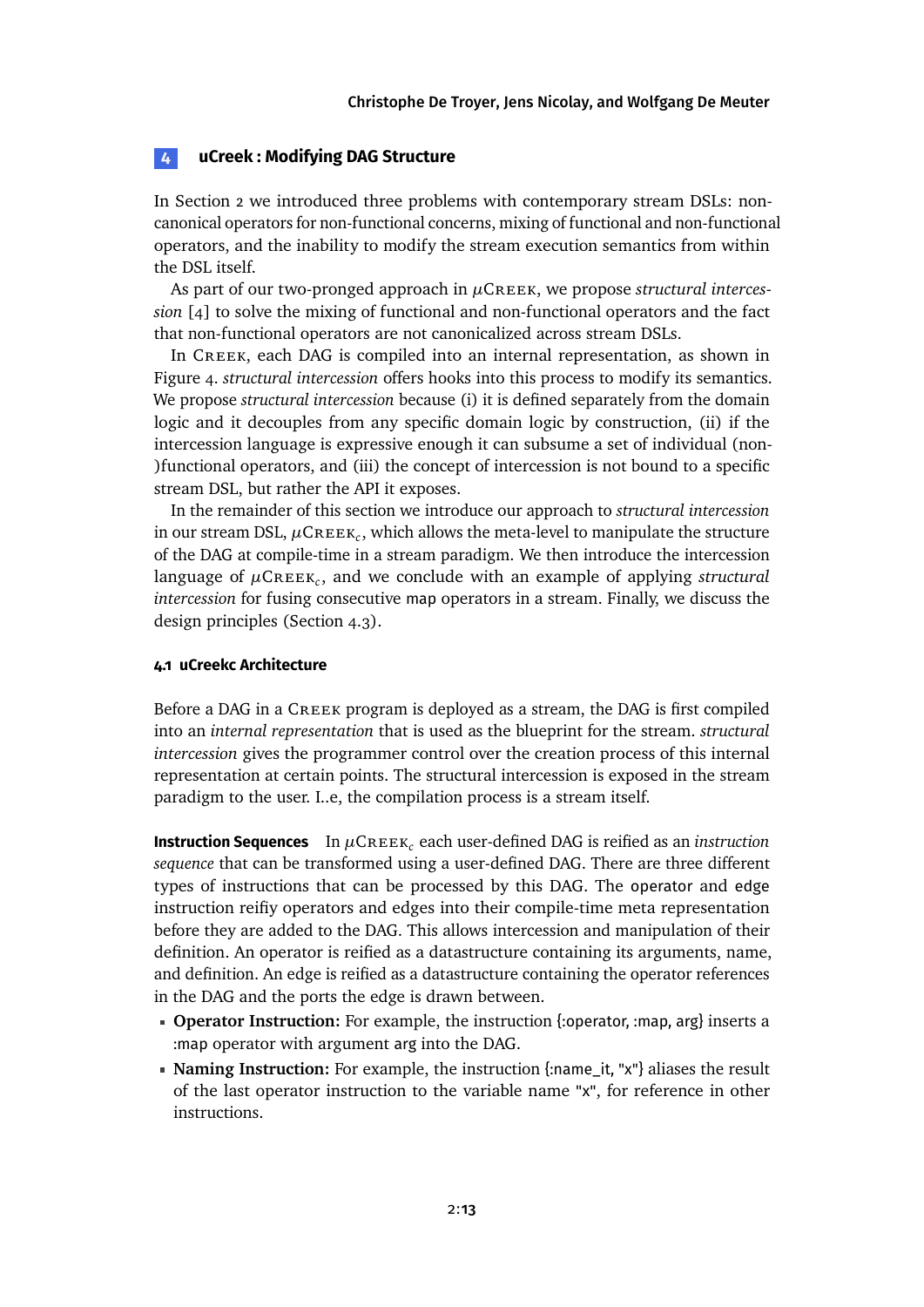## 4 uCreek : Modifying DAG Structure

In Section 2 we introduced three problems with contemporary stream DSLs: non-canonical operators for non-functional concerns, mixing of functional and non-functional operators, and the inability to modify the stream execution semantics from within the DSL itself.

As part of our two-pronged approach in $\mu$CREEK, we propose *structural intercession* [4] to solve the mixing of functional and non-functional operators and the fact that non-functional operators are not canonicalized across stream DSLs.

In CREEK, each DAG is compiled into an internal representation, as shown in Figure 4. *structural intercession* offers hooks into this process to modify its semantics. We propose *structural intercession* because (i) it is defined separately from the domain logic and it decouples from any specific domain logic by construction, (ii) if the intercession language is expressive enough it can subsume a set of individual (non-)functional operators, and (iii) the concept of intercession is not bound to a specific stream DSL, but rather the API it exposes.

In the remainder of this section we introduce our approach to *structural intercession* in our stream DSL, $\mu$CREEK$_c$, which allows the meta-level to manipulate the structure of the DAG at compile-time in a stream paradigm. We then introduce the intercession language of $\mu$CREEK$_c$, and we conclude with an example of applying *structural intercession* for fusing consecutive map operators in a stream. Finally, we discuss the design principles (Section 4.3).

### 4.1 uCreekc Architecture

Before a DAG in a CREEK program is deployed as a stream, the DAG is first compiled into an *internal representation* that is used as the blueprint for the stream. *structural intercession* gives the programmer control over the creation process of this internal representation at certain points. The structural intercession is exposed in the stream paradigm to the user. I..e, the compilation process is a stream itself.

**Instruction Sequences** In $\mu$CREEK$_c$ each user-defined DAG is reified as an *instruction sequence* that can be transformed using a user-defined DAG. There are three different types of instructions that can be processed by this DAG. The operator and edge instruction reifiy operators and edges into their compile-time meta representation before they are added to the DAG. This allows intercession and manipulation of their definition. An operator is reified as a datastructure containing its arguments, name, and definition. An edge is reified as a datastructure containing the operator references in the DAG and the ports the edge is drawn between.

- **Operator Instruction:** For example, the instruction {:operator, :map, arg} inserts a :map operator with argument arg into the DAG.
- **Naming Instruction:** For example, the instruction {:name_it, "x"} aliases the result of the last operator instruction to the variable name "x", for reference in other instructions.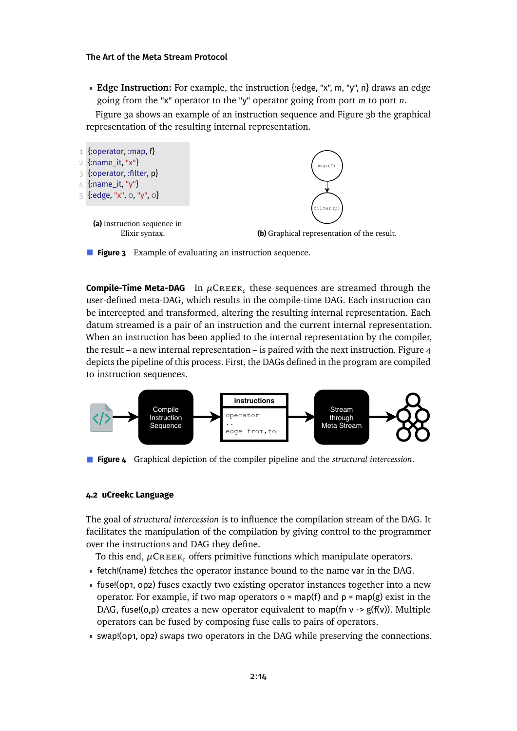- **Edge Instruction:** For example, the instruction {:edge, "x", m, "y", n} draws an edge going from the "x" operator to the "y" operator going from port $m$ to port $n$.

Figure 3a shows an example of an instruction sequence and Figure 3b the graphical representation of the resulting internal representation.

```
{:operator, :map, f}
{:name_it, "x"}
{:operator, :filter, p}
{:name_it, "y"}
{:edge, "x", o, "y", o}
```

**(a)** Instruction sequence in Elixir syntax.

**(b)** Graphical representation of the result.

**Figure 3** Example of evaluating an instruction sequence.

**Compile-Time Meta-DAG** In $\mu$Creek$_c$ these sequences are streamed through the user-defined meta-DAG, which results in the compile-time DAG. Each instruction can be intercepted and transformed, altering the resulting internal representation. Each datum streamed is a pair of an instruction and the current internal representation. When an instruction has been applied to the internal representation by the compiler, the result – a new internal representation – is paired with the next instruction. Figure 4 depicts the pipeline of this process. First, the DAGs defined in the program are compiled to instruction sequences.

**Figure 4** Graphical depiction of the compiler pipeline and the *structural intercession*.

### 4.2 uCreekc Language

The goal of *structural intercession* is to influence the compilation stream of the DAG. It facilitates the manipulation of the compilation by giving control to the programmer over the instructions and DAG they define.

To this end, $\mu$Creek$_c$ offers primitive functions which manipulate operators.

- fetch!(name) fetches the operator instance bound to the name var in the DAG.
- fuse!(op1, op2) fuses exactly two existing operator instances together into a new operator. For example, if two map operators o = map(f) and p = map(g) exist in the DAG, fuse!(o,p) creates a new operator equivalent to map(fn v -> g(f(v)). Multiple operators can be fused by composing fuse calls to pairs of operators.
- swap!(op1, op2) swaps two operators in the DAG while preserving the connections.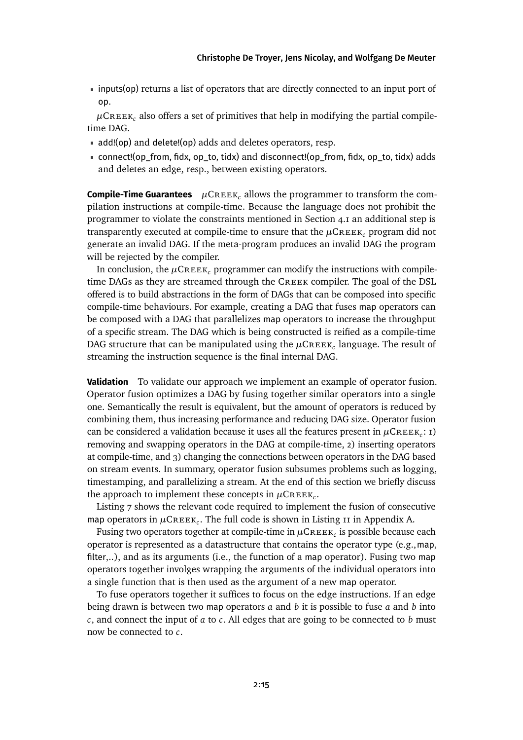- inputs(op) returns a list of operators that are directly connected to an input port of op.

$\mu$Creek$_c$ also offers a set of primitives that help in modifying the partial compile-time DAG.

- add!(op) and delete!(op) adds and deletes operators, resp.
- connect!(op_from, fidx, op_to, tidx) and disconnect!(op_from, fidx, op_to, tidx) adds and deletes an edge, resp., between existing operators.

**Compile-Time Guarantees** $\mu$Creek$_c$ allows the programmer to transform the compilation instructions at compile-time. Because the language does not prohibit the programmer to violate the constraints mentioned in Section 4.1 an additional step is transparently executed at compile-time to ensure that the $\mu$Creek$_c$ program did not generate an invalid DAG. If the meta-program produces an invalid DAG the program will be rejected by the compiler.

In conclusion, the $\mu$Creek$_c$ programmer can modify the instructions with compile-time DAGs as they are streamed through the Creek compiler. The goal of the DSL offered is to build abstractions in the form of DAGs that can be composed into specific compile-time behaviours. For example, creating a DAG that fuses map operators can be composed with a DAG that parallelizes map operators to increase the throughput of a specific stream. The DAG which is being constructed is reified as a compile-time DAG structure that can be manipulated using the $\mu$Creek$_c$ language. The result of streaming the instruction sequence is the final internal DAG.

**Validation** To validate our approach we implement an example of operator fusion. Operator fusion optimizes a DAG by fusing together similar operators into a single one. Semantically the result is equivalent, but the amount of operators is reduced by combining them, thus increasing performance and reducing DAG size. Operator fusion can be considered a validation because it uses all the features present in $\mu$Creek$_c$: 1) removing and swapping operators in the DAG at compile-time, 2) inserting operators at compile-time, and 3) changing the connections between operators in the DAG based on stream events. In summary, operator fusion subsumes problems such as logging, timestamping, and parallelizing a stream. At the end of this section we briefly discuss the approach to implement these concepts in $\mu$Creek$_c$.

Listing 7 shows the relevant code required to implement the fusion of consecutive map operators in $\mu$Creek$_c$. The full code is shown in Listing 11 in Appendix A.

Fusing two operators together at compile-time in $\mu$Creek$_c$ is possible because each operator is represented as a datastructure that contains the operator type (e.g., map, filter,..), and as its arguments (i.e., the function of a map operator). Fusing two map operators together involges wrapping the arguments of the individual operators into a single function that is then used as the argument of a new map operator.

To fuse operators together it suffices to focus on the edge instructions. If an edge being drawn is between two map operators $a$ and $b$ it is possible to fuse $a$ and $b$ into $c$, and connect the input of $a$ to $c$. All edges that are going to be connected to $b$ must now be connected to $c$.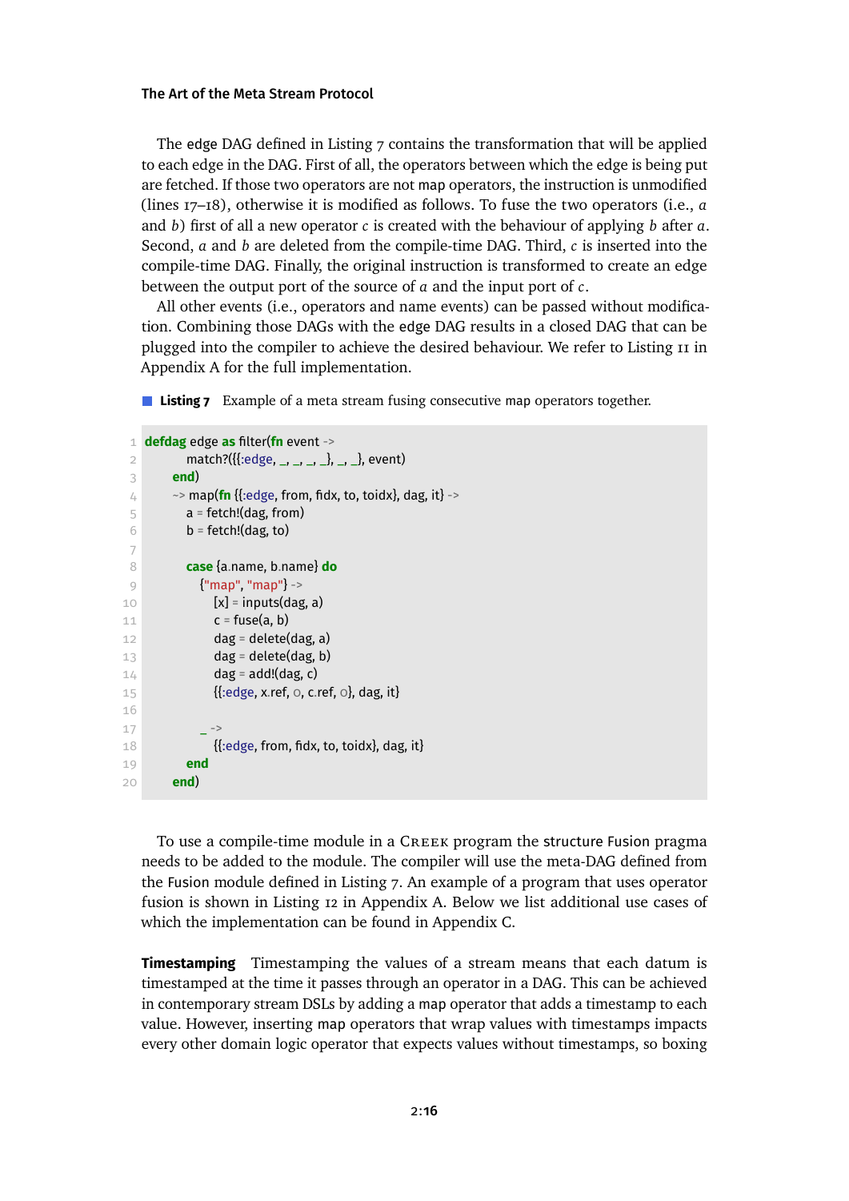The edge DAG defined in Listing 7 contains the transformation that will be applied to each edge in the DAG. First of all, the operators between which the edge is being put are fetched. If those two operators are not map operators, the instruction is unmodified (lines 17–18), otherwise it is modified as follows. To fuse the two operators (i.e., $a$ and $b$) first of all a new operator $c$ is created with the behaviour of applying $b$ after $a$. Second, $a$ and $b$ are deleted from the compile-time DAG. Third, $c$ is inserted into the compile-time DAG. Finally, the original instruction is transformed to create an edge between the output port of the source of $a$ and the input port of $c$.

All other events (i.e., operators and name events) can be passed without modification. Combining those DAGs with the edge DAG results in a closed DAG that can be plugged into the compiler to achieve the desired behaviour. We refer to Listing 11 in Appendix A for the full implementation.

**Listing 7** Example of a meta stream fusing consecutive map operators together.

```
defdag edge as filter(fn event ->
        match?({{:edge, _, _, _, _}, _, _}, event)
     end)
     ~> map(fn {{:edge, from, fidx, to, toidx}, dag, it} ->
        a = fetch!(dag, from)
        b = fetch!(dag, to)

        case {a.name, b.name} do
          {"map", "map"} ->
             [x] = inputs(dag, a)
             c = fuse(a, b)
             dag = delete(dag, a)
             dag = delete(dag, b)
             dag = add!(dag, c)
             {{:edge, x.ref, 0, c.ref, 0}, dag, it}

          _ ->
             {{:edge, from, fidx, to, toidx}, dag, it}
        end
     end)
```

To use a compile-time module in a Creek program the structure Fusion pragma needs to be added to the module. The compiler will use the meta-DAG defined from the Fusion module defined in Listing 7. An example of a program that uses operator fusion is shown in Listing 12 in Appendix A. Below we list additional use cases of which the implementation can be found in Appendix C.

**Timestamping** Timestamping the values of a stream means that each datum is timestamped at the time it passes through an operator in a DAG. This can be achieved in contemporary stream DSLs by adding a map operator that adds a timestamp to each value. However, inserting map operators that wrap values with timestamps impacts every other domain logic operator that expects values without timestamps, so boxing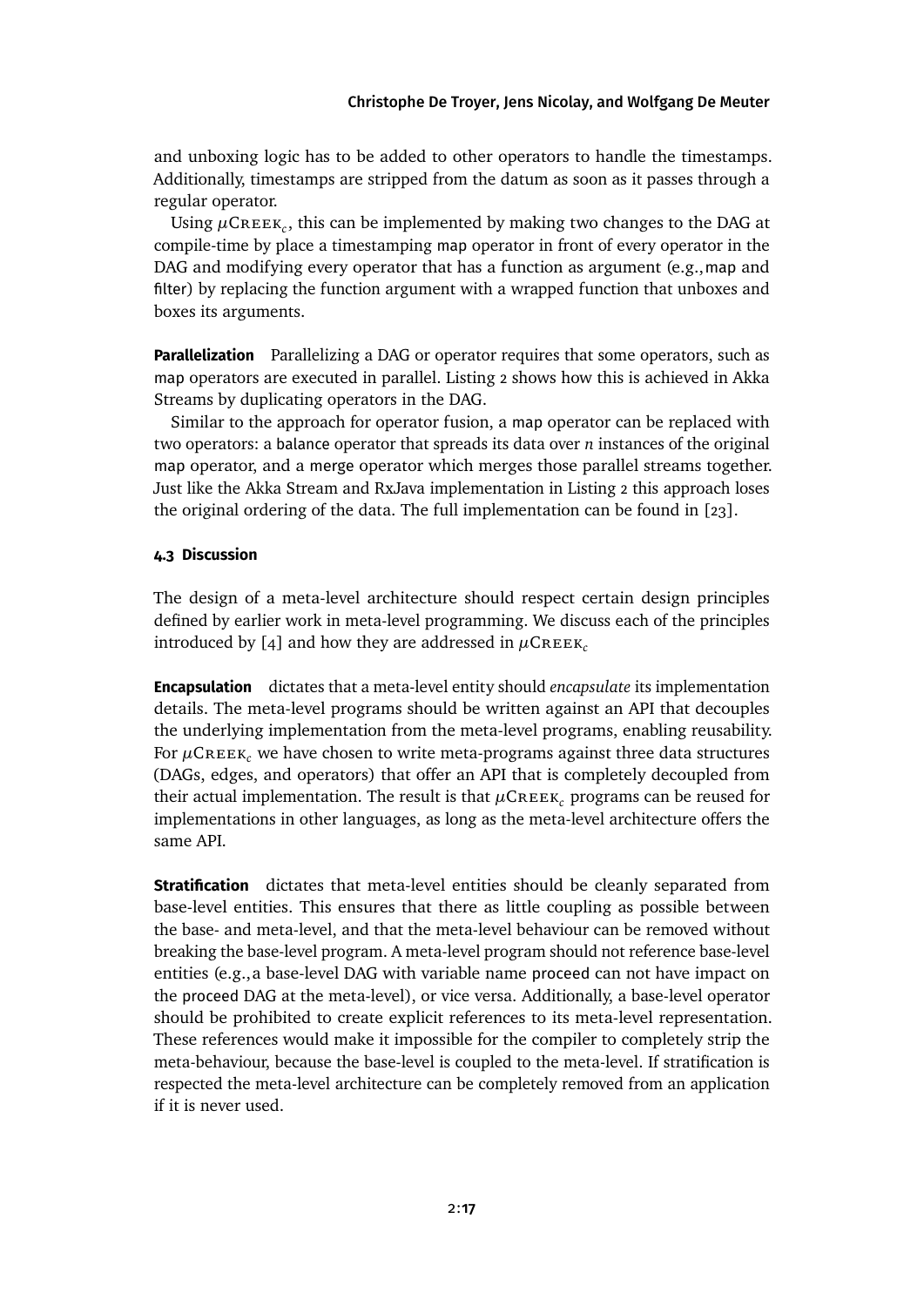and unboxing logic has to be added to other operators to handle the timestamps. Additionally, timestamps are stripped from the datum as soon as it passes through a regular operator.

Using $\mu$CREEK$_c$, this can be implemented by making two changes to the DAG at compile-time by place a timestamping map operator in front of every operator in the DAG and modifying every operator that has a function as argument (e.g., map and filter) by replacing the function argument with a wrapped function that unboxes and boxes its arguments.

**Parallelization** Parallelizing a DAG or operator requires that some operators, such as map operators are executed in parallel. Listing 2 shows how this is achieved in Akka Streams by duplicating operators in the DAG.

Similar to the approach for operator fusion, a map operator can be replaced with two operators: a balance operator that spreads its data over *n* instances of the original map operator, and a merge operator which merges those parallel streams together. Just like the Akka Stream and RxJava implementation in Listing 2 this approach loses the original ordering of the data. The full implementation can be found in [23].

### 4.3 Discussion

The design of a meta-level architecture should respect certain design principles defined by earlier work in meta-level programming. We discuss each of the principles introduced by [4] and how they are addressed in $\mu$CREEK$_c$

**Encapsulation** dictates that a meta-level entity should *encapsulate* its implementation details. The meta-level programs should be written against an API that decouples the underlying implementation from the meta-level programs, enabling reusability. For $\mu$CREEK$_c$ we have chosen to write meta-programs against three data structures (DAGs, edges, and operators) that offer an API that is completely decoupled from their actual implementation. The result is that $\mu$CREEK$_c$ programs can be reused for implementations in other languages, as long as the meta-level architecture offers the same API.

**Stratification** dictates that meta-level entities should be cleanly separated from base-level entities. This ensures that there as little coupling as possible between the base- and meta-level, and that the meta-level behaviour can be removed without breaking the base-level program. A meta-level program should not reference base-level entities (e.g., a base-level DAG with variable name proceed can not have impact on the proceed DAG at the meta-level), or vice versa. Additionally, a base-level operator should be prohibited to create explicit references to its meta-level representation. These references would make it impossible for the compiler to completely strip the meta-behaviour, because the base-level is coupled to the meta-level. If stratification is respected the meta-level architecture can be completely removed from an application if it is never used.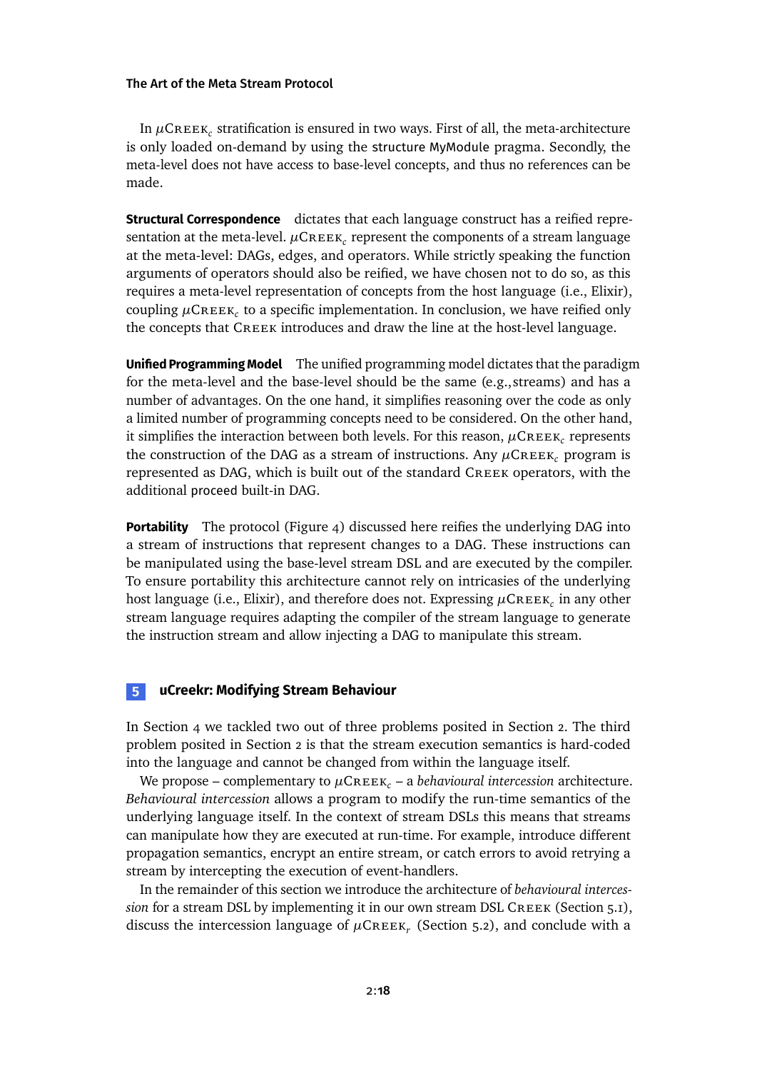In $\mu$Creek$_c$ stratification is ensured in two ways. First of all, the meta-architecture is only loaded on-demand by using the `structure MyModule` pragma. Secondly, the meta-level does not have access to base-level concepts, and thus no references can be made.

**Structural Correspondence** dictates that each language construct has a reified representation at the meta-level. $\mu$Creek$_c$ represent the components of a stream language at the meta-level: DAGs, edges, and operators. While strictly speaking the function arguments of operators should also be reified, we have chosen not to do so, as this requires a meta-level representation of concepts from the host language (i.e., Elixir), coupling $\mu$Creek$_c$ to a specific implementation. In conclusion, we have reified only the concepts that Creek introduces and draw the line at the host-level language.

**Unified Programming Model** The unified programming model dictates that the paradigm for the meta-level and the base-level should be the same (e.g., streams) and has a number of advantages. On the one hand, it simplifies reasoning over the code as only a limited number of programming concepts need to be considered. On the other hand, it simplifies the interaction between both levels. For this reason, $\mu$Creek$_c$ represents the construction of the DAG as a stream of instructions. Any $\mu$Creek$_c$ program is represented as DAG, which is built out of the standard Creek operators, with the additional `proceed` built-in DAG.

**Portability** The protocol (Figure 4) discussed here reifies the underlying DAG into a stream of instructions that represent changes to a DAG. These instructions can be manipulated using the base-level stream DSL and are executed by the compiler. To ensure portability this architecture cannot rely on intricacies of the underlying host language (i.e., Elixir), and therefore does not. Expressing $\mu$Creek$_c$ in any other stream language requires adapting the compiler of the stream language to generate the instruction stream and allow injecting a DAG to manipulate this stream.

## 5 uCreekr: Modifying Stream Behaviour

In Section 4 we tackled two out of three problems posited in Section 2. The third problem posited in Section 2 is that the stream execution semantics is hard-coded into the language and cannot be changed from within the language itself.

We propose – complementary to $\mu$Creek$_c$ – a *behavioural intercession* architecture. *Behavioural intercession* allows a program to modify the run-time semantics of the underlying language itself. In the context of stream DSLs this means that streams can manipulate how they are executed at run-time. For example, introduce different propagation semantics, encrypt an entire stream, or catch errors to avoid retrying a stream by intercepting the execution of event-handlers.

In the remainder of this section we introduce the architecture of *behavioural intercession* for a stream DSL by implementing it in our own stream DSL Creek (Section 5.1), discuss the intercession language of $\mu$Creek$_r$ (Section 5.2), and conclude with a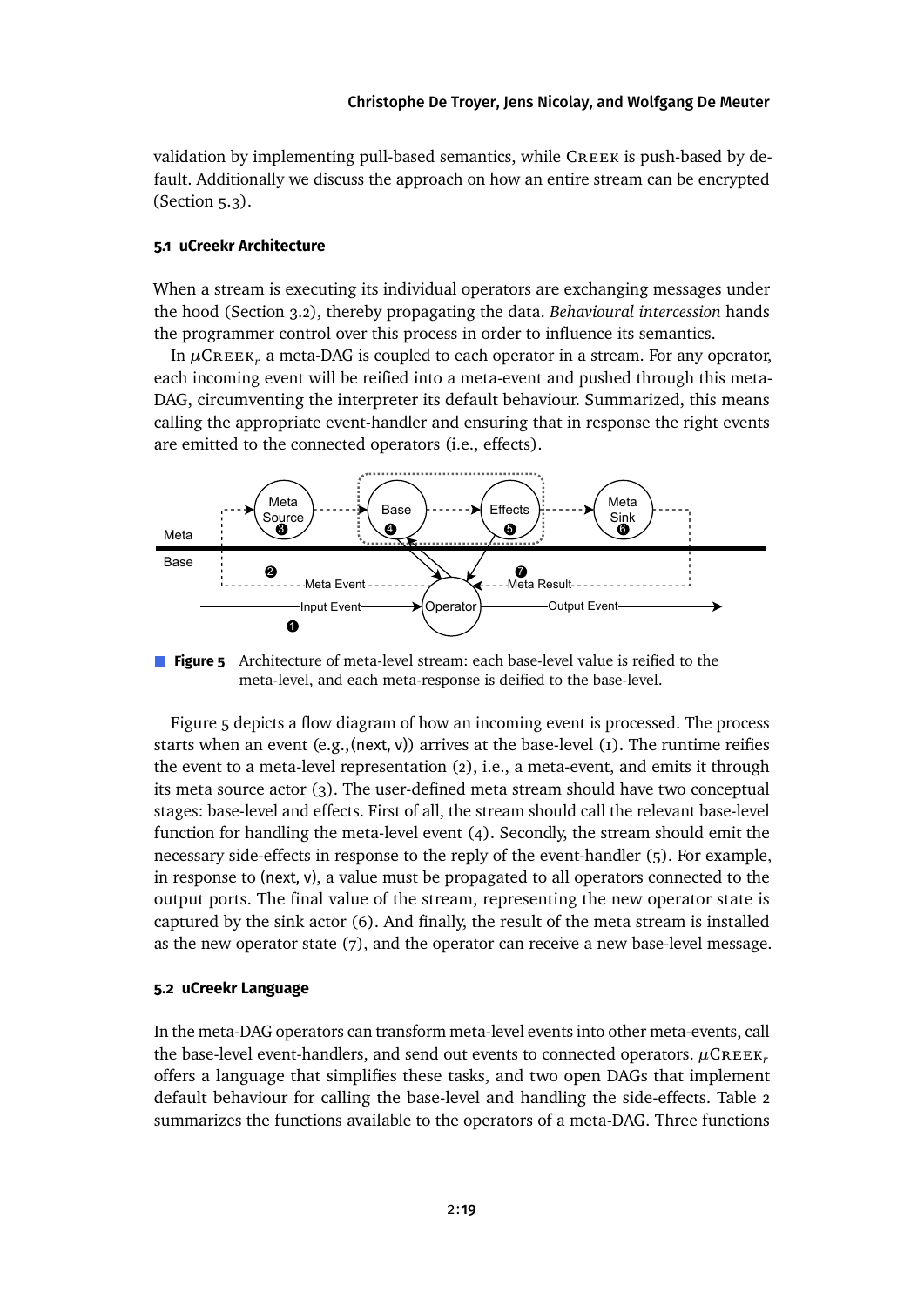validation by implementing pull-based semantics, while Creek is push-based by default. Additionally we discuss the approach on how an entire stream can be encrypted (Section 5.3).

### 5.1 uCreekr Architecture

When a stream is executing its individual operators are exchanging messages under the hood (Section 3.2), thereby propagating the data. *Behavioural intercession* hands the programmer control over this process in order to influence its semantics.

In $\mu$Creek$_r$ a meta-DAG is coupled to each operator in a stream. For any operator, each incoming event will be reified into a meta-event and pushed through this meta-DAG, circumventing the interpreter its default behaviour. Summarized, this means calling the appropriate event-handler and ensuring that in response the right events are emitted to the connected operators (i.e., effects).

**Figure 5** Architecture of meta-level stream: each base-level value is reified to the meta-level, and each meta-response is deified to the base-level.

Figure 5 depicts a flow diagram of how an incoming event is processed. The process starts when an event (e.g.,(next, v)) arrives at the base-level (1). The runtime reifies the event to a meta-level representation (2), i.e., a meta-event, and emits it through its meta source actor (3). The user-defined meta stream should have two conceptual stages: base-level and effects. First of all, the stream should call the relevant base-level function for handling the meta-level event (4). Secondly, the stream should emit the necessary side-effects in response to the reply of the event-handler (5). For example, in response to (next, v), a value must be propagated to all operators connected to the output ports. The final value of the stream, representing the new operator state is captured by the sink actor (6). And finally, the result of the meta stream is installed as the new operator state (7), and the operator can receive a new base-level message.

### 5.2 uCreekr Language

In the meta-DAG operators can transform meta-level events into other meta-events, call the base-level event-handlers, and send out events to connected operators. $\mu$Creek$_r$ offers a language that simplifies these tasks, and two open DAGs that implement default behaviour for calling the base-level and handling the side-effects. Table 2 summarizes the functions available to the operators of a meta-DAG. Three functions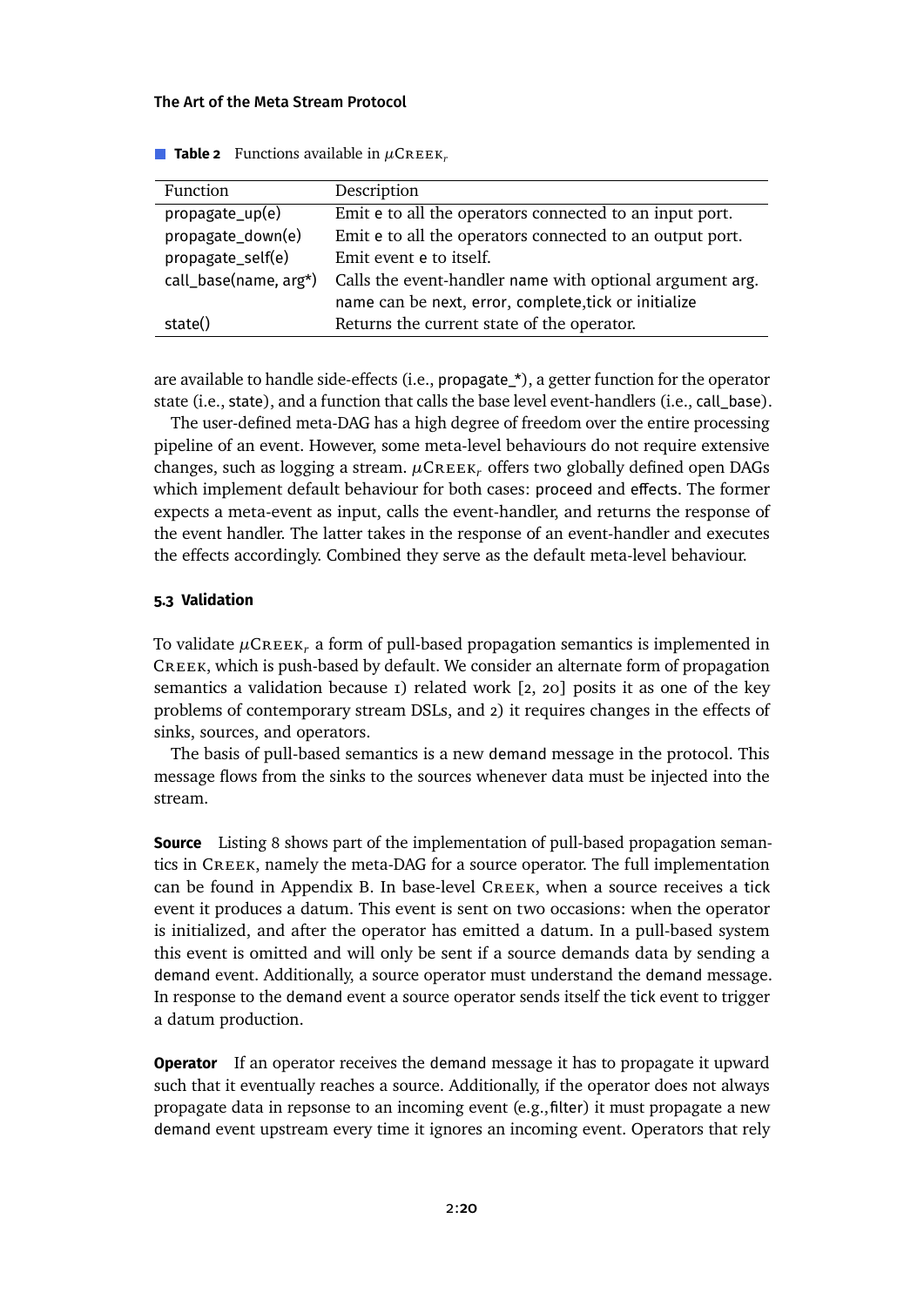**Table 2** Functions available in $\mu$Creek$_r$

| Function | Description |
|---|---|
| propagate_up(e) | Emit e to all the operators connected to an input port. |
| propagate_down(e) | Emit e to all the operators connected to an output port. |
| propagate_self(e) | Emit event e to itself. |
| call_base(name, arg*) | Calls the event-handler name with optional argument arg. name can be next, error, complete,tick or initialize |
| state() | Returns the current state of the operator. |

are available to handle side-effects (i.e., propagate_*), a getter function for the operator state (i.e., state), and a function that calls the base level event-handlers (i.e., call_base).

The user-defined meta-DAG has a high degree of freedom over the entire processing pipeline of an event. However, some meta-level behaviours do not require extensive changes, such as logging a stream. $\mu$Creek$_r$ offers two globally defined open DAGs which implement default behaviour for both cases: proceed and effects. The former expects a meta-event as input, calls the event-handler, and returns the response of the event handler. The latter takes in the response of an event-handler and executes the effects accordingly. Combined they serve as the default meta-level behaviour.

### 5.3 Validation

To validate $\mu$Creek$_r$ a form of pull-based propagation semantics is implemented in Creek, which is push-based by default. We consider an alternate form of propagation semantics a validation because 1) related work [2, 20] posits it as one of the key problems of contemporary stream DSLs, and 2) it requires changes in the effects of sinks, sources, and operators.

The basis of pull-based semantics is a new demand message in the protocol. This message flows from the sinks to the sources whenever data must be injected into the stream.

**Source** Listing 8 shows part of the implementation of pull-based propagation semantics in Creek, namely the meta-DAG for a source operator. The full implementation can be found in Appendix B. In base-level Creek, when a source receives a tick event it produces a datum. This event is sent on two occasions: when the operator is initialized, and after the operator has emitted a datum. In a pull-based system this event is omitted and will only be sent if a source demands data by sending a demand event. Additionally, a source operator must understand the demand message. In response to the demand event a source operator sends itself the tick event to trigger a datum production.

**Operator** If an operator receives the demand message it has to propagate it upward such that it eventually reaches a source. Additionally, if the operator does not always propagate data in repsonse to an incoming event (e.g.,filter) it must propagate a new demand event upstream every time it ignores an incoming event. Operators that rely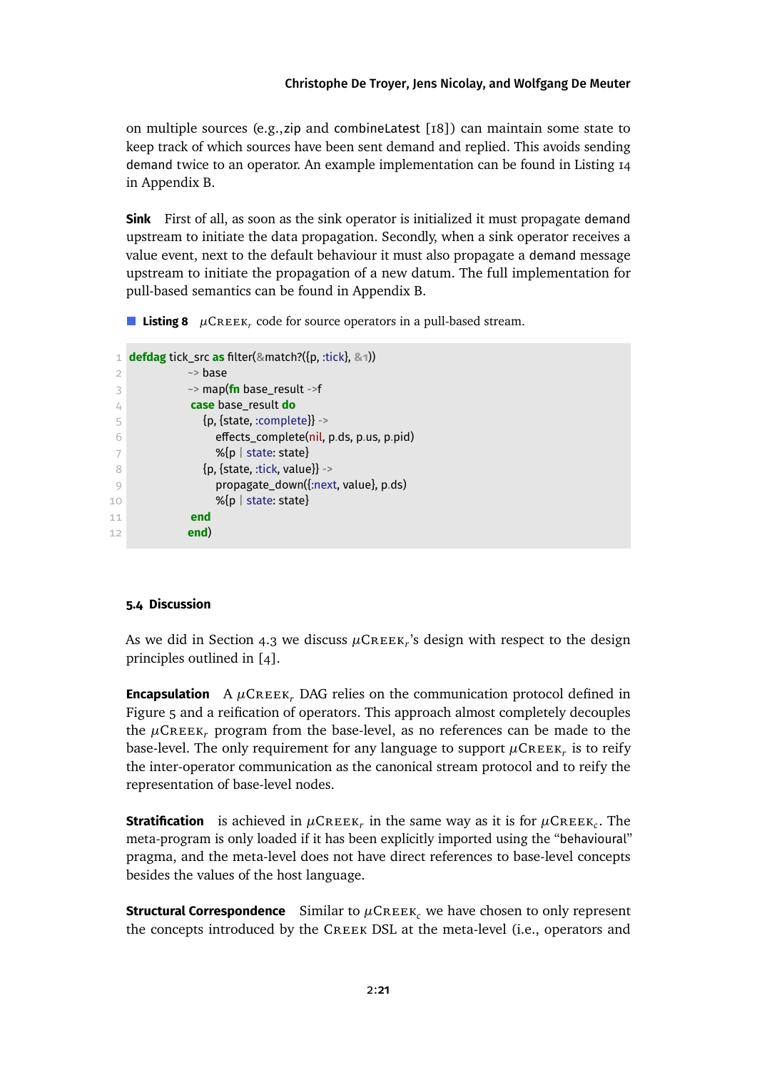on multiple sources (e.g.,zip and combineLatest [18]) can maintain some state to keep track of which sources have been sent demand and replied. This avoids sending demand twice to an operator. An example implementation can be found in Listing 14 in Appendix B.

**Sink** First of all, as soon as the sink operator is initialized it must propagate demand upstream to initiate the data propagation. Secondly, when a sink operator receives a value event, next to the default behaviour it must also propagate a demand message upstream to initiate the propagation of a new datum. The full implementation for pull-based semantics can be found in Appendix B.

**Listing 8** $\mu$Creek$_r$ code for source operators in a pull-based stream.

```
defdag tick_src as filter(&match?({p, :tick}, &1))
            ~> base
            ~> map(fn base_result ->f
             case base_result do
               {p, {state, :complete}} ->
                  effects_complete(nil, p.ds, p.us, p.pid)
                  %{p | state: state}
               {p, {state, :tick, value}} ->
                  propagate_down({:next, value}, p.ds)
                  %{p | state: state}
             end
            end)
```

### 5.4 Discussion

As we did in Section 4.3 we discuss $\mu$Creek$_r$'s design with respect to the design principles outlined in [4].

**Encapsulation** A $\mu$Creek$_r$ DAG relies on the communication protocol defined in Figure 5 and a reification of operators. This approach almost completely decouples the $\mu$Creek$_r$ program from the base-level, as no references can be made to the base-level. The only requirement for any language to support $\mu$Creek$_r$ is to reify the inter-operator communication as the canonical stream protocol and to reify the representation of base-level nodes.

**Stratification** is achieved in $\mu$Creek$_r$ in the same way as it is for $\mu$Creek$_c$. The meta-program is only loaded if it has been explicitly imported using the "behavioural" pragma, and the meta-level does not have direct references to base-level concepts besides the values of the host language.

**Structural Correspondence** Similar to $\mu$Creek$_c$ we have chosen to only represent the concepts introduced by the Creek DSL at the meta-level (i.e., operators and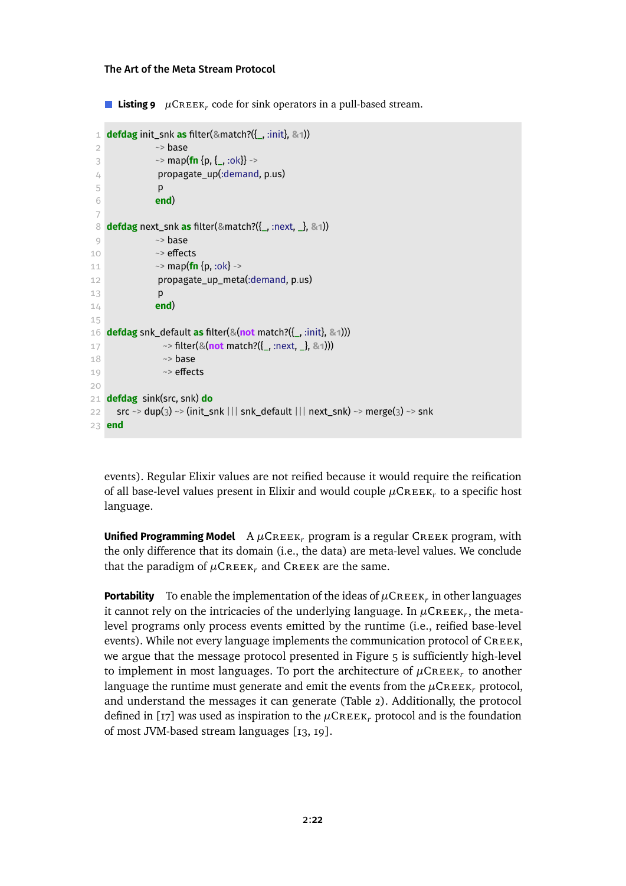**Listing 9** $\mu$CREEK$_r$ code for sink operators in a pull-based stream.

```
defdag init_snk as filter(&match?({_, :init}, &1))
              ~> base
              ~> map(fn {p, {_, :ok}} ->
               propagate_up(:demand, p.us)
               p
              end)

defdag next_snk as filter(&match?({_, :next, _}, &1))
              ~> base
              ~> effects
              ~> map(fn {p, :ok} ->
               propagate_up_meta(:demand, p.us)
               p
              end)

defdag snk_default as filter(&(not match?({_, :init}, &1)))
                ~> filter(&(not match?({_, :next, _}, &1)))
                ~> base
                ~> effects

defdag  sink(src, snk) do
   src ~> dup(3) ~> (init_snk ||| snk_default ||| next_snk) ~> merge(3) ~> snk
end
```

events). Regular Elixir values are not reified because it would require the reification of all base-level values present in Elixir and would couple $\mu$CREEK$_r$ to a specific host language.

**Unified Programming Model** A $\mu$CREEK$_r$ program is a regular CREEK program, with the only difference that its domain (i.e., the data) are meta-level values. We conclude that the paradigm of $\mu$CREEK$_r$ and CREEK are the same.

**Portability** To enable the implementation of the ideas of $\mu$CREEK$_r$ in other languages it cannot rely on the intricacies of the underlying language. In $\mu$CREEK$_r$, the meta-level programs only process events emitted by the runtime (i.e., reified base-level events). While not every language implements the communication protocol of CREEK, we argue that the message protocol presented in Figure 5 is sufficiently high-level to implement in most languages. To port the architecture of $\mu$CREEK$_r$ to another language the runtime must generate and emit the events from the $\mu$CREEK$_r$ protocol, and understand the messages it can generate (Table 2). Additionally, the protocol defined in [17] was used as inspiration to the $\mu$CREEK$_r$ protocol and is the foundation of most JVM-based stream languages [13, 19].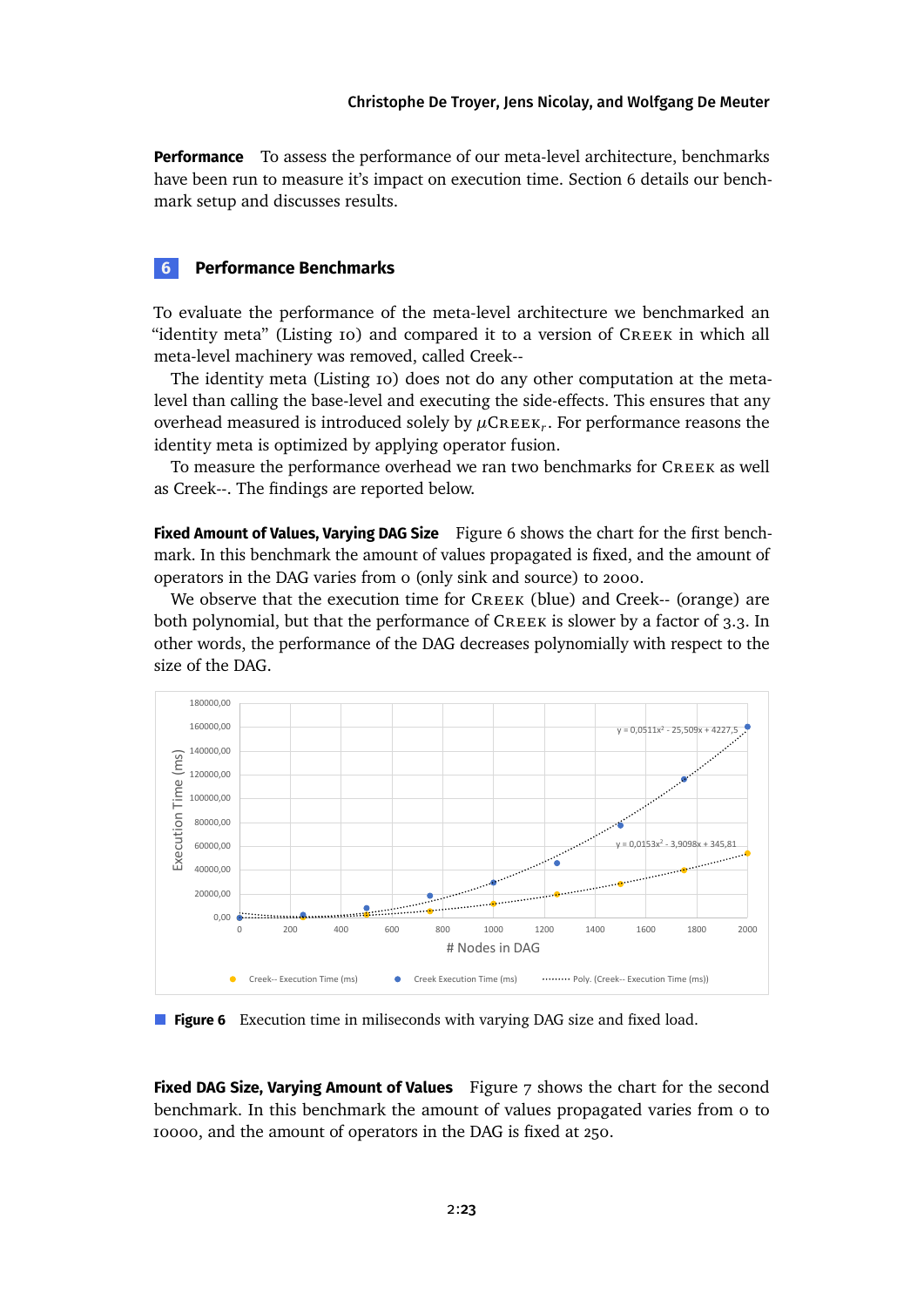**Performance** To assess the performance of our meta-level architecture, benchmarks have been run to measure it's impact on execution time. Section 6 details our benchmark setup and discusses results.

## 6 Performance Benchmarks

To evaluate the performance of the meta-level architecture we benchmarked an "identity meta" (Listing 10) and compared it to a version of Creek in which all meta-level machinery was removed, called Creek--

The identity meta (Listing 10) does not do any other computation at the meta-level than calling the base-level and executing the side-effects. This ensures that any overhead measured is introduced solely by $\mu$Creek$_r$. For performance reasons the identity meta is optimized by applying operator fusion.

To measure the performance overhead we ran two benchmarks for Creek as well as Creek--. The findings are reported below.

**Fixed Amount of Values, Varying DAG Size** Figure 6 shows the chart for the first benchmark. In this benchmark the amount of values propagated is fixed, and the amount of operators in the DAG varies from 0 (only sink and source) to 2000.

We observe that the execution time for Creek (blue) and Creek-- (orange) are both polynomial, but that the performance of Creek is slower by a factor of 3.3. In other words, the performance of the DAG decreases polynomially with respect to the size of the DAG.

**Figure 6** Execution time in miliseconds with varying DAG size and fixed load.

**Fixed DAG Size, Varying Amount of Values** Figure 7 shows the chart for the second benchmark. In this benchmark the amount of values propagated varies from 0 to 10000, and the amount of operators in the DAG is fixed at 250.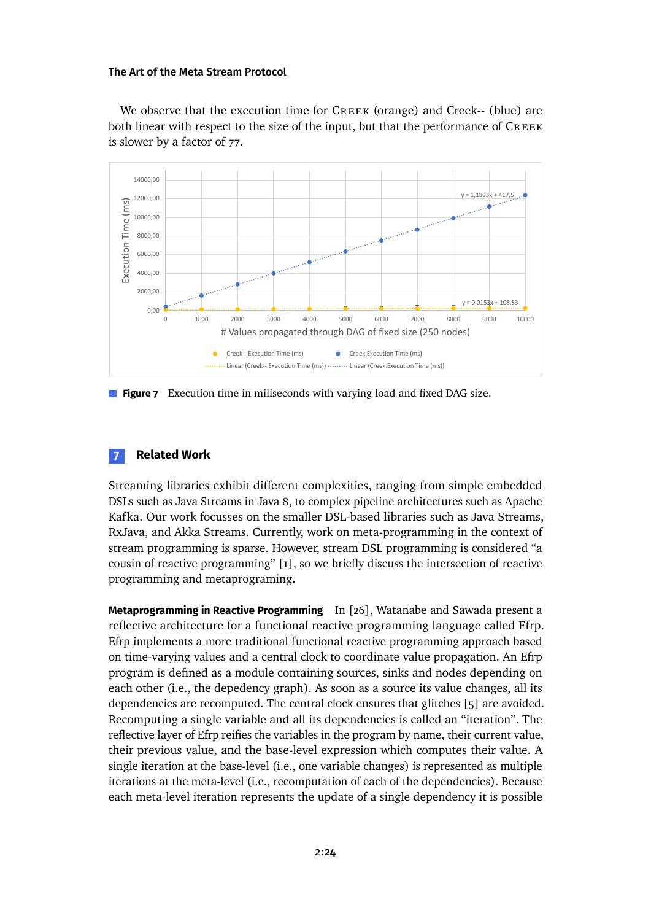We observe that the execution time for CREEK (orange) and Creek-- (blue) are both linear with respect to the size of the input, but that the performance of CREEK is slower by a factor of 77.

**Figure 7** Execution time in miliseconds with varying load and fixed DAG size.

## 7 Related Work

Streaming libraries exhibit different complexities, ranging from simple embedded DSLs such as Java Streams in Java 8, to complex pipeline architectures such as Apache Kafka. Our work focusses on the smaller DSL-based libraries such as Java Streams, RxJava, and Akka Streams. Currently, work on meta-programming in the context of stream programming is sparse. However, stream DSL programming is considered "a cousin of reactive programming" [1], so we briefly discuss the intersection of reactive programming and metaprograming.

**Metaprogramming in Reactive Programming** In [26], Watanabe and Sawada present a reflective architecture for a functional reactive programming language called Efrp. Efrp implements a more traditional functional reactive programming approach based on time-varying values and a central clock to coordinate value propagation. An Efrp program is defined as a module containing sources, sinks and nodes depending on each other (i.e., the depedency graph). As soon as a source its value changes, all its dependencies are recomputed. The central clock ensures that glitches [5] are avoided. Recomputing a single variable and all its dependencies is called an "iteration". The reflective layer of Efrp reifies the variables in the program by name, their current value, their previous value, and the base-level expression which computes their value. A single iteration at the base-level (i.e., one variable changes) is represented as multiple iterations at the meta-level (i.e., recomputation of each of the dependencies). Because each meta-level iteration represents the update of a single dependency it is possible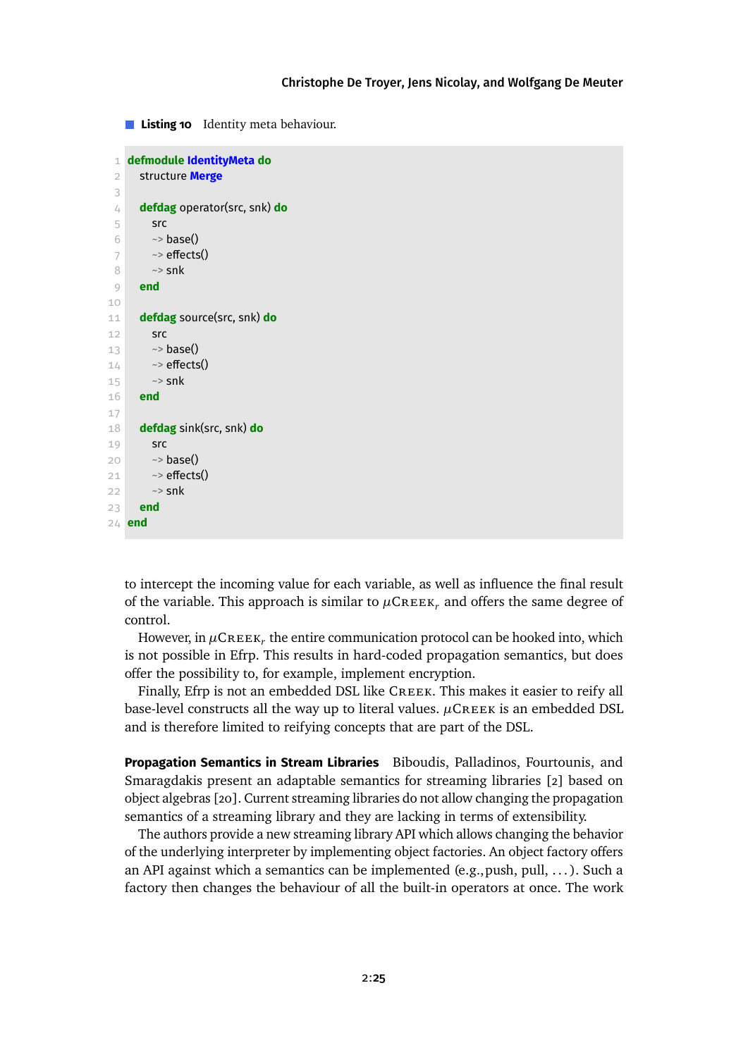**Listing 10** Identity meta behaviour.

```
defmodule IdentityMeta do
  structure Merge

  defdag operator(src, snk) do
    src
    ~> base()
    ~> effects()
    ~> snk
  end

  defdag source(src, snk) do
    src
    ~> base()
    ~> effects()
    ~> snk
  end

  defdag sink(src, snk) do
    src
    ~> base()
    ~> effects()
    ~> snk
  end
end
```

to intercept the incoming value for each variable, as well as influence the final result of the variable. This approach is similar to $\mu$Creek$_r$ and offers the same degree of control.

However, in $\mu$Creek$_r$ the entire communication protocol can be hooked into, which is not possible in Efrp. This results in hard-coded propagation semantics, but does offer the possibility to, for example, implement encryption.

Finally, Efrp is not an embedded DSL like Creek. This makes it easier to reify all base-level constructs all the way up to literal values. $\mu$Creek is an embedded DSL and is therefore limited to reifying concepts that are part of the DSL.

**Propagation Semantics in Stream Libraries** Biboudis, Palladinos, Fourtounis, and Smaragdakis present an adaptable semantics for streaming libraries [2] based on object algebras [20]. Current streaming libraries do not allow changing the propagation semantics of a streaming library and they are lacking in terms of extensibility.

The authors provide a new streaming library API which allows changing the behavior of the underlying interpreter by implementing object factories. An object factory offers an API against which a semantics can be implemented (e.g.,push, pull, ...). Such a factory then changes the behaviour of all the built-in operators at once. The work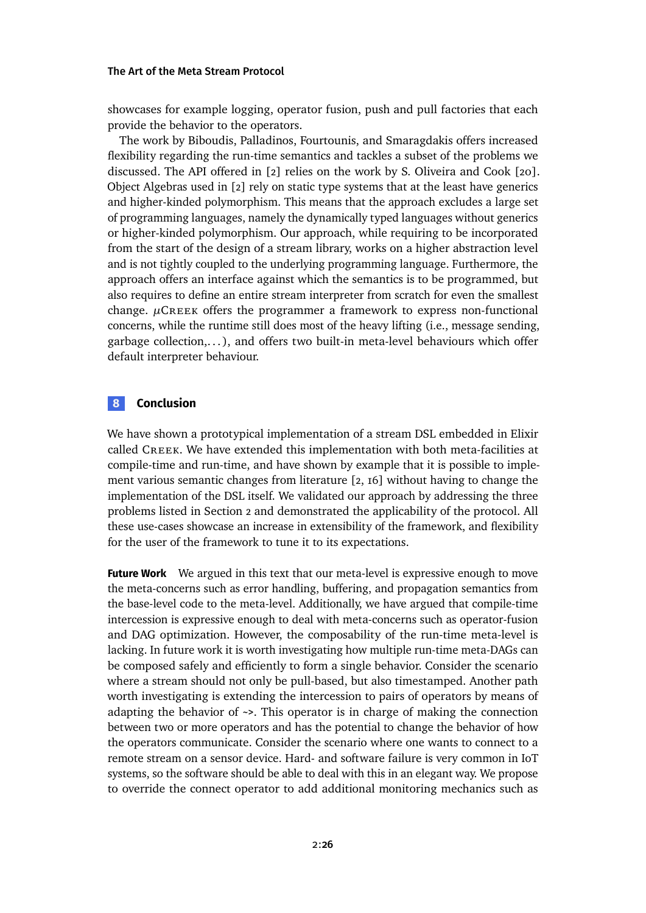showcases for example logging, operator fusion, push and pull factories that each provide the behavior to the operators.

The work by Biboudis, Palladinos, Fourtounis, and Smaragdakis offers increased flexibility regarding the run-time semantics and tackles a subset of the problems we discussed. The API offered in [2] relies on the work by S. Oliveira and Cook [20]. Object Algebras used in [2] rely on static type systems that at the least have generics and higher-kinded polymorphism. This means that the approach excludes a large set of programming languages, namely the dynamically typed languages without generics or higher-kinded polymorphism. Our approach, while requiring to be incorporated from the start of the design of a stream library, works on a higher abstraction level and is not tightly coupled to the underlying programming language. Furthermore, the approach offers an interface against which the semantics is to be programmed, but also requires to define an entire stream interpreter from scratch for even the smallest change. $\mu$Creek offers the programmer a framework to express non-functional concerns, while the runtime still does most of the heavy lifting (i.e., message sending, garbage collection,...), and offers two built-in meta-level behaviours which offer default interpreter behaviour.

## 8 Conclusion

We have shown a prototypical implementation of a stream DSL embedded in Elixir called Creek. We have extended this implementation with both meta-facilities at compile-time and run-time, and have shown by example that it is possible to implement various semantic changes from literature [2, 16] without having to change the implementation of the DSL itself. We validated our approach by addressing the three problems listed in Section 2 and demonstrated the applicability of the protocol. All these use-cases showcase an increase in extensibility of the framework, and flexibility for the user of the framework to tune it to its expectations.

**Future Work** We argued in this text that our meta-level is expressive enough to move the meta-concerns such as error handling, buffering, and propagation semantics from the base-level code to the meta-level. Additionally, we have argued that compile-time intercession is expressive enough to deal with meta-concerns such as operator-fusion and DAG optimization. However, the composability of the run-time meta-level is lacking. In future work it is worth investigating how multiple run-time meta-DAGs can be composed safely and efficiently to form a single behavior. Consider the scenario where a stream should not only be pull-based, but also timestamped. Another path worth investigating is extending the intercession to pairs of operators by means of adapting the behavior of ~>. This operator is in charge of making the connection between two or more operators and has the potential to change the behavior of how the operators communicate. Consider the scenario where one wants to connect to a remote stream on a sensor device. Hard- and software failure is very common in IoT systems, so the software should be able to deal with this in an elegant way. We propose to override the connect operator to add additional monitoring mechanics such as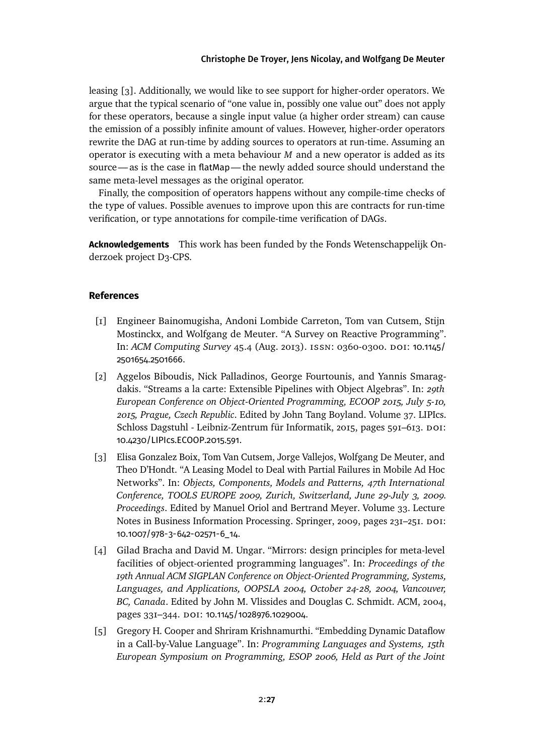leasing [3]. Additionally, we would like to see support for higher-order operators. We argue that the typical scenario of "one value in, possibly one value out" does not apply for these operators, because a single input value (a higher order stream) can cause the emission of a possibly infinite amount of values. However, higher-order operators rewrite the DAG at run-time by adding sources to operators at run-time. Assuming an operator is executing with a meta behaviour $M$ and a new operator is added as its source — as is the case in flatMap — the newly added source should understand the same meta-level messages as the original operator.

Finally, the composition of operators happens without any compile-time checks of the type of values. Possible avenues to improve upon this are contracts for run-time verification, or type annotations for compile-time verification of DAGs.

**Acknowledgements** This work has been funded by the Fonds Wetenschappelijk Onderzoek project D3-CPS.

## References

[1] Engineer Bainomugisha, Andoni Lombide Carreton, Tom van Cutsem, Stijn Mostinckx, and Wolfgang de Meuter. "A Survey on Reactive Programming". In: *ACM Computing Survey* 45.4 (Aug. 2013). ISSN: 0360-0300. DOI: 10.1145/2501654.2501666.

[2] Aggelos Biboudis, Nick Palladinos, George Fourtounis, and Yannis Smaragdakis. "Streams a la carte: Extensible Pipelines with Object Algebras". In: *29th European Conference on Object-Oriented Programming, ECOOP 2015, July 5-10, 2015, Prague, Czech Republic*. Edited by John Tang Boyland. Volume 37. LIPIcs. Schloss Dagstuhl - Leibniz-Zentrum für Informatik, 2015, pages 591–613. DOI: 10.4230/LIPIcs.ECOOP.2015.591.

[3] Elisa Gonzalez Boix, Tom Van Cutsem, Jorge Vallejos, Wolfgang De Meuter, and Theo D'Hondt. "A Leasing Model to Deal with Partial Failures in Mobile Ad Hoc Networks". In: *Objects, Components, Models and Patterns, 47th International Conference, TOOLS EUROPE 2009, Zurich, Switzerland, June 29-July 3, 2009. Proceedings*. Edited by Manuel Oriol and Bertrand Meyer. Volume 33. Lecture Notes in Business Information Processing. Springer, 2009, pages 231–251. DOI: 10.1007/978-3-642-02571-6_14.

[4] Gilad Bracha and David M. Ungar. "Mirrors: design principles for meta-level facilities of object-oriented programming languages". In: *Proceedings of the 19th Annual ACM SIGPLAN Conference on Object-Oriented Programming, Systems, Languages, and Applications, OOPSLA 2004, October 24-28, 2004, Vancouver, BC, Canada*. Edited by John M. Vlissides and Douglas C. Schmidt. ACM, 2004, pages 331–344. DOI: 10.1145/1028976.1029004.

[5] Gregory H. Cooper and Shriram Krishnamurthi. "Embedding Dynamic Dataflow in a Call-by-Value Language". In: *Programming Languages and Systems, 15th European Symposium on Programming, ESOP 2006, Held as Part of the Joint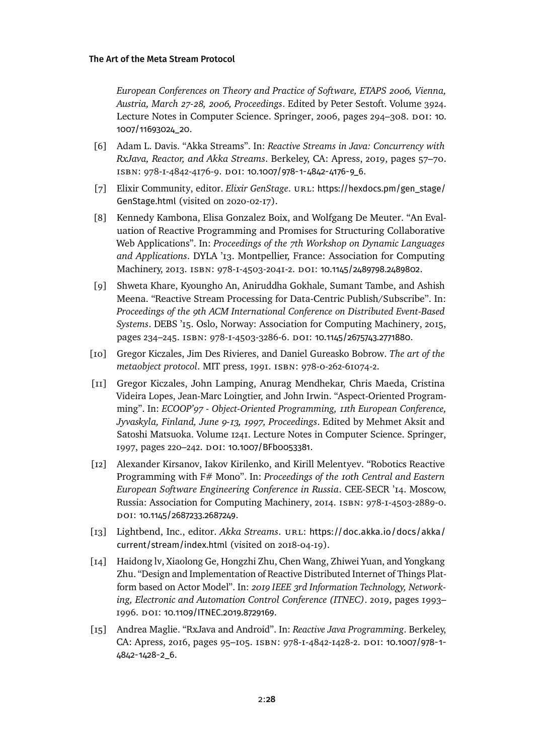*European Conferences on Theory and Practice of Software, ETAPS 2006, Vienna, Austria, March 27-28, 2006, Proceedings*. Edited by Peter Sestoft. Volume 3924. Lecture Notes in Computer Science. Springer, 2006, pages 294–308. DOI: 10.1007/11693024_20.

[6] Adam L. Davis. “Akka Streams”. In: *Reactive Streams in Java: Concurrency with RxJava, Reactor, and Akka Streams*. Berkeley, CA: Apress, 2019, pages 57–70. ISBN: 978-1-4842-4176-9. DOI: 10.1007/978-1-4842-4176-9_6.

[7] Elixir Community, editor. *Elixir GenStage*. URL: https://hexdocs.pm/gen_stage/GenStage.html (visited on 2020-02-17).

[8] Kennedy Kambona, Elisa Gonzalez Boix, and Wolfgang De Meuter. “An Evaluation of Reactive Programming and Promises for Structuring Collaborative Web Applications”. In: *Proceedings of the 7th Workshop on Dynamic Languages and Applications*. DYLA ’13. Montpellier, France: Association for Computing Machinery, 2013. ISBN: 978-1-4503-2041-2. DOI: 10.1145/2489798.2489802.

[9] Shweta Khare, Kyoungho An, Aniruddha Gokhale, Sumant Tambe, and Ashish Meena. “Reactive Stream Processing for Data-Centric Publish/Subscribe”. In: *Proceedings of the 9th ACM International Conference on Distributed Event-Based Systems*. DEBS ’15. Oslo, Norway: Association for Computing Machinery, 2015, pages 234–245. ISBN: 978-1-4503-3286-6. DOI: 10.1145/2675743.2771880.

[10] Gregor Kiczales, Jim Des Rivieres, and Daniel Gureasko Bobrow. *The art of the metaobject protocol*. MIT press, 1991. ISBN: 978-0-262-61074-2.

[11] Gregor Kiczales, John Lamping, Anurag Mendhekar, Chris Maeda, Cristina Videira Lopes, Jean-Marc Loingtier, and John Irwin. “Aspect-Oriented Programming”. In: *ECOOP’97 - Object-Oriented Programming, 11th European Conference, Jyvaskyla, Finland, June 9-13, 1997, Proceedings*. Edited by Mehmet Aksit and Satoshi Matsuoka. Volume 1241. Lecture Notes in Computer Science. Springer, 1997, pages 220–242. DOI: 10.1007/BFb0053381.

[12] Alexander Kirsanov, Iakov Kirilenko, and Kirill Melentyev. “Robotics Reactive Programming with F# Mono”. In: *Proceedings of the 10th Central and Eastern European Software Engineering Conference in Russia*. CEE-SECR ’14. Moscow, Russia: Association for Computing Machinery, 2014. ISBN: 978-1-4503-2889-0. DOI: 10.1145/2687233.2687249.

[13] Lightbend, Inc., editor. *Akka Streams*. URL: https://doc.akka.io/docs/akka/current/stream/index.html (visited on 2018-04-19).

[14] Haidong lv, Xiaolong Ge, Hongzhi Zhu, Chen Wang, Zhiwei Yuan, and Yongkang Zhu. “Design and Implementation of Reactive Distributed Internet of Things Platform based on Actor Model”. In: *2019 IEEE 3rd Information Technology, Networking, Electronic and Automation Control Conference (ITNEC)*. 2019, pages 1993–1996. DOI: 10.1109/ITNEC.2019.8729169.

[15] Andrea Maglie. “RxJava and Android”. In: *Reactive Java Programming*. Berkeley, CA: Apress, 2016, pages 95–105. ISBN: 978-1-4842-1428-2. DOI: 10.1007/978-1-4842-1428-2_6.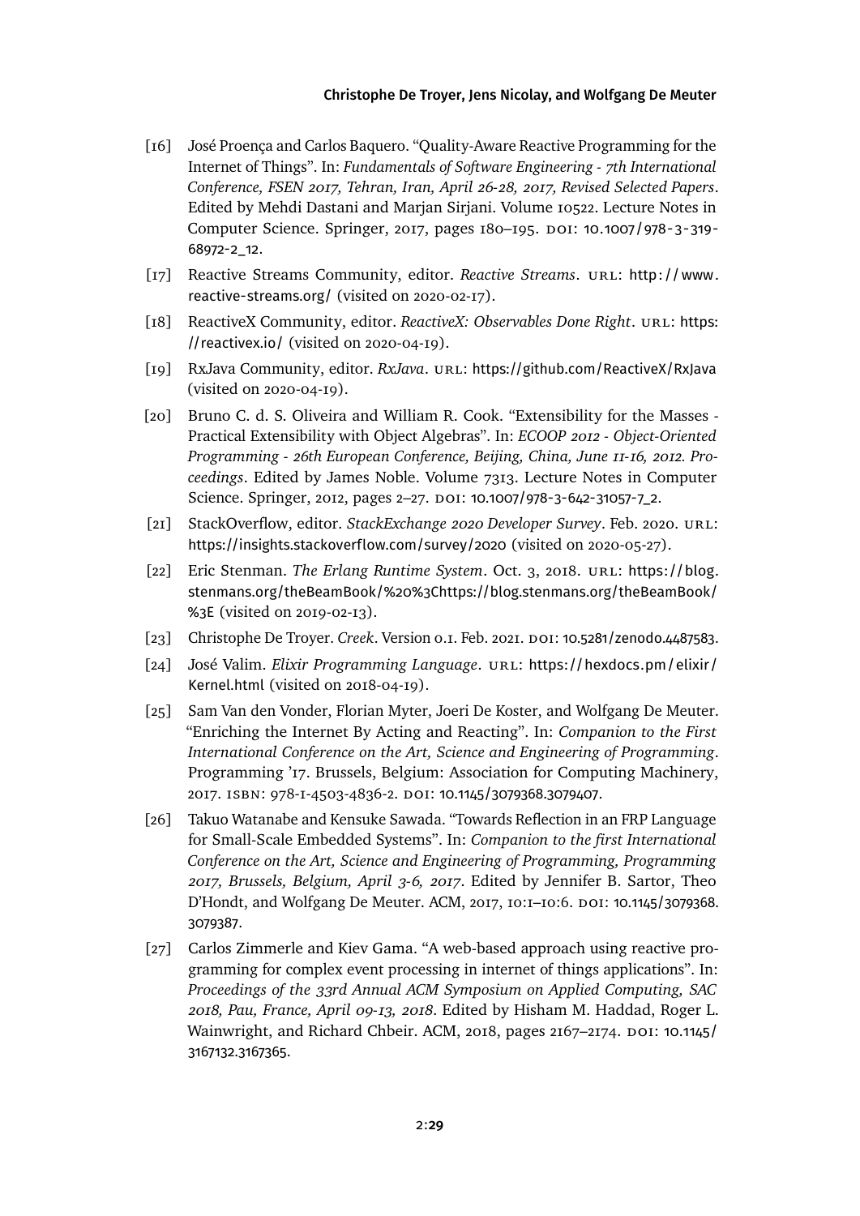[16] José Proença and Carlos Baquero. "Quality-Aware Reactive Programming for the Internet of Things". In: *Fundamentals of Software Engineering - 7th International Conference, FSEN 2017, Tehran, Iran, April 26-28, 2017, Revised Selected Papers*. Edited by Mehdi Dastani and Marjan Sirjani. Volume 10522. Lecture Notes in Computer Science. Springer, 2017, pages 180–195. DOI: 10.1007/978-3-319-68972-2_12.

[17] Reactive Streams Community, editor. *Reactive Streams*. URL: http://www.reactive-streams.org/ (visited on 2020-02-17).

[18] ReactiveX Community, editor. *ReactiveX: Observables Done Right*. URL: https://reactivex.io/ (visited on 2020-04-19).

[19] RxJava Community, editor. *RxJava*. URL: https://github.com/ReactiveX/RxJava (visited on 2020-04-19).

[20] Bruno C. d. S. Oliveira and William R. Cook. "Extensibility for the Masses - Practical Extensibility with Object Algebras". In: *ECOOP 2012 - Object-Oriented Programming - 26th European Conference, Beijing, China, June 11-16, 2012. Proceedings*. Edited by James Noble. Volume 7313. Lecture Notes in Computer Science. Springer, 2012, pages 2–27. DOI: 10.1007/978-3-642-31057-7_2.

[21] StackOverflow, editor. *StackExchange 2020 Developer Survey*. Feb. 2020. URL: https://insights.stackoverflow.com/survey/2020 (visited on 2020-05-27).

[22] Eric Stenman. *The Erlang Runtime System*. Oct. 3, 2018. URL: https://blog.stenmans.org/theBeamBook/%20%3Chttps://blog.stenmans.org/theBeamBook/%3E (visited on 2019-02-13).

[23] Christophe De Troyer. *Creek*. Version 0.1. Feb. 2021. DOI: 10.5281/zenodo.4487583.

[24] José Valim. *Elixir Programming Language*. URL: https://hexdocs.pm/elixir/Kernel.html (visited on 2018-04-19).

[25] Sam Van den Vonder, Florian Myter, Joeri De Koster, and Wolfgang De Meuter. "Enriching the Internet By Acting and Reacting". In: *Companion to the First International Conference on the Art, Science and Engineering of Programming*. Programming '17. Brussels, Belgium: Association for Computing Machinery, 2017. ISBN: 978-1-4503-4836-2. DOI: 10.1145/3079368.3079407.

[26] Takuo Watanabe and Kensuke Sawada. "Towards Reflection in an FRP Language for Small-Scale Embedded Systems". In: *Companion to the first International Conference on the Art, Science and Engineering of Programming, Programming 2017, Brussels, Belgium, April 3-6, 2017*. Edited by Jennifer B. Sartor, Theo D'Hondt, and Wolfgang De Meuter. ACM, 2017, 10:1–10:6. DOI: 10.1145/3079368.3079387.

[27] Carlos Zimmerle and Kiev Gama. "A web-based approach using reactive programming for complex event processing in internet of things applications". In: *Proceedings of the 33rd Annual ACM Symposium on Applied Computing, SAC 2018, Pau, France, April 09-13, 2018*. Edited by Hisham M. Haddad, Roger L. Wainwright, and Richard Chbeir. ACM, 2018, pages 2167–2174. DOI: 10.1145/3167132.3167365.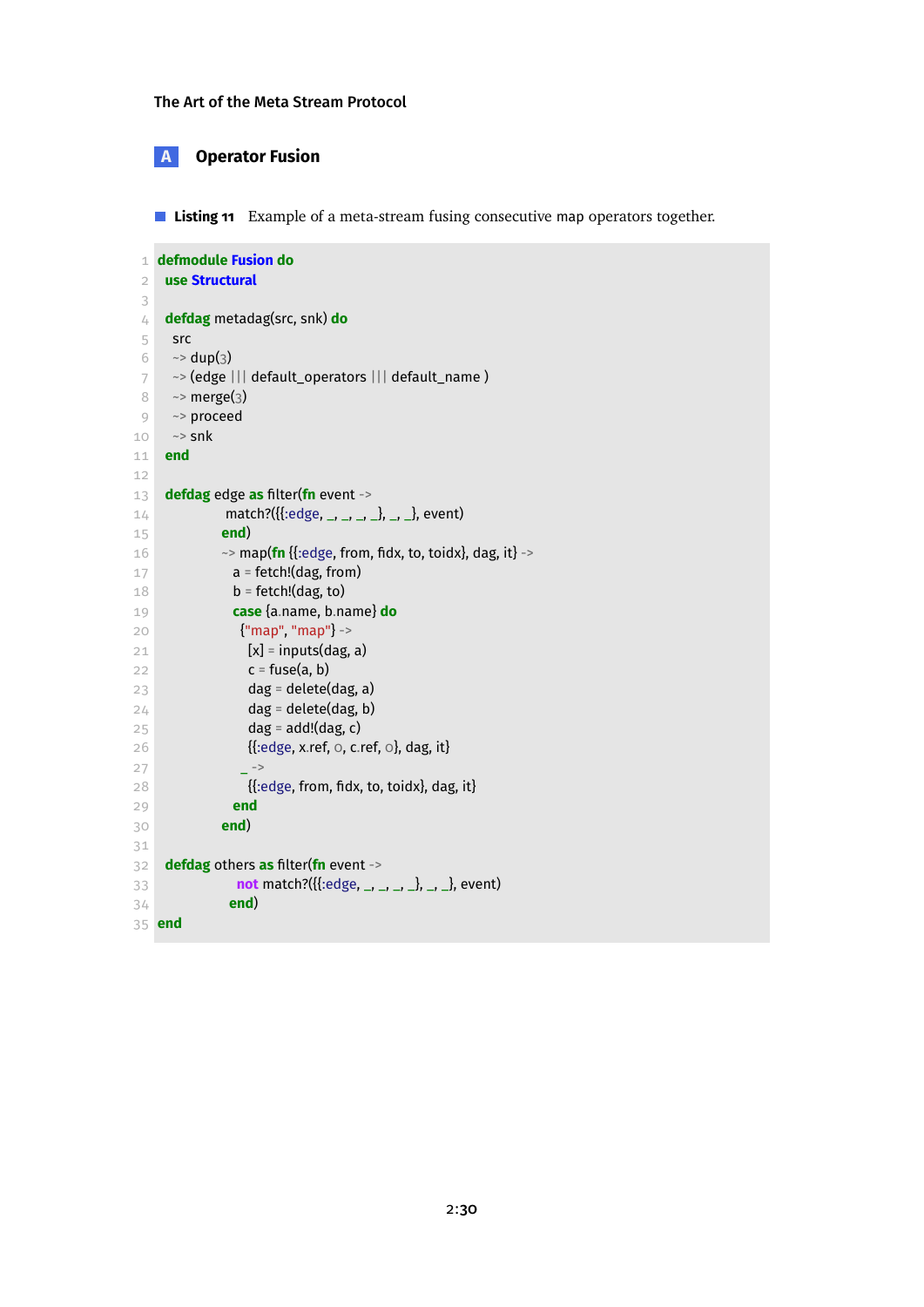# A Operator Fusion

**Listing 11** Example of a meta-stream fusing consecutive map operators together.

```
defmodule Fusion do
  use Structural

  defdag metadag(src, snk) do
    src
    ~> dup(3)
    ~> (edge ||| default_operators ||| default_name )
    ~> merge(3)
    ~> proceed
    ~> snk
  end

  defdag edge as filter(fn event ->
                match?({{:edge, _, _, _, _}, _, _}, event)
              end)
              ~> map(fn {{:edge, from, fidx, to, toidx}, dag, it} ->
                a = fetch!(dag, from)
                b = fetch!(dag, to)
                case {a.name, b.name} do
                  {"map", "map"} ->
                    [x] = inputs(dag, a)
                    c = fuse(a, b)
                    dag = delete(dag, a)
                    dag = delete(dag, b)
                    dag = add!(dag, c)
                    {{:edge, x.ref, 0, c.ref, 0}, dag, it}
                  _ ->
                    {{:edge, from, fidx, to, toidx}, dag, it}
                end
              end)

  defdag others as filter(fn event ->
                  not match?({{:edge, _, _, _, _}, _, _}, event)
                end)
end
```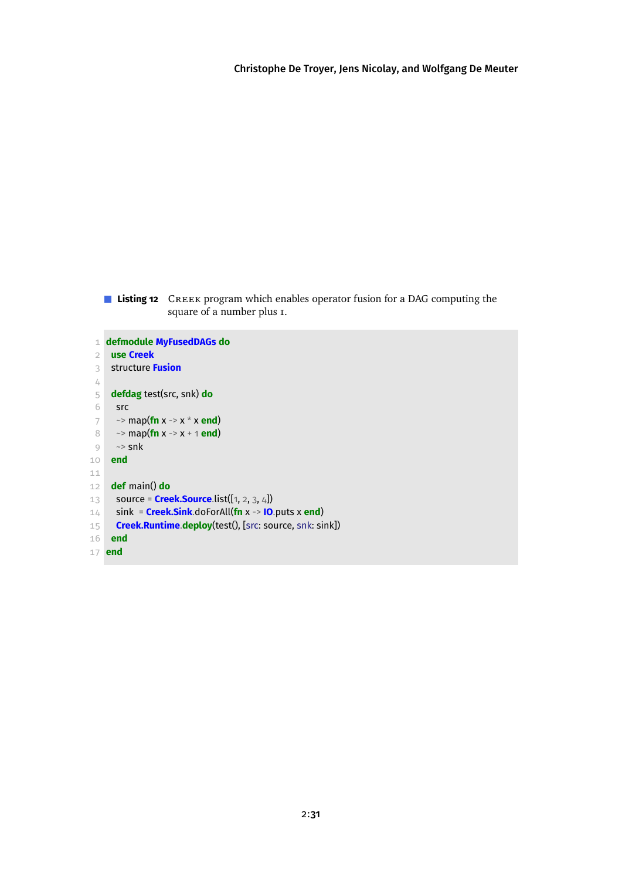**Listing 12** Creek program which enables operator fusion for a DAG computing the square of a number plus 1.

```
defmodule MyFusedDAGs do
  use Creek
  structure Fusion

  defdag test(src, snk) do
    src
    ~> map(fn x -> x * x end)
    ~> map(fn x -> x + 1 end)
    ~> snk
  end

  def main() do
    source = Creek.Source.list([1, 2, 3, 4])
    sink   = Creek.Sink.doForAll(fn x -> IO.puts x end)
    Creek.Runtime.deploy(test(), [src: source, snk: sink])
  end
end
```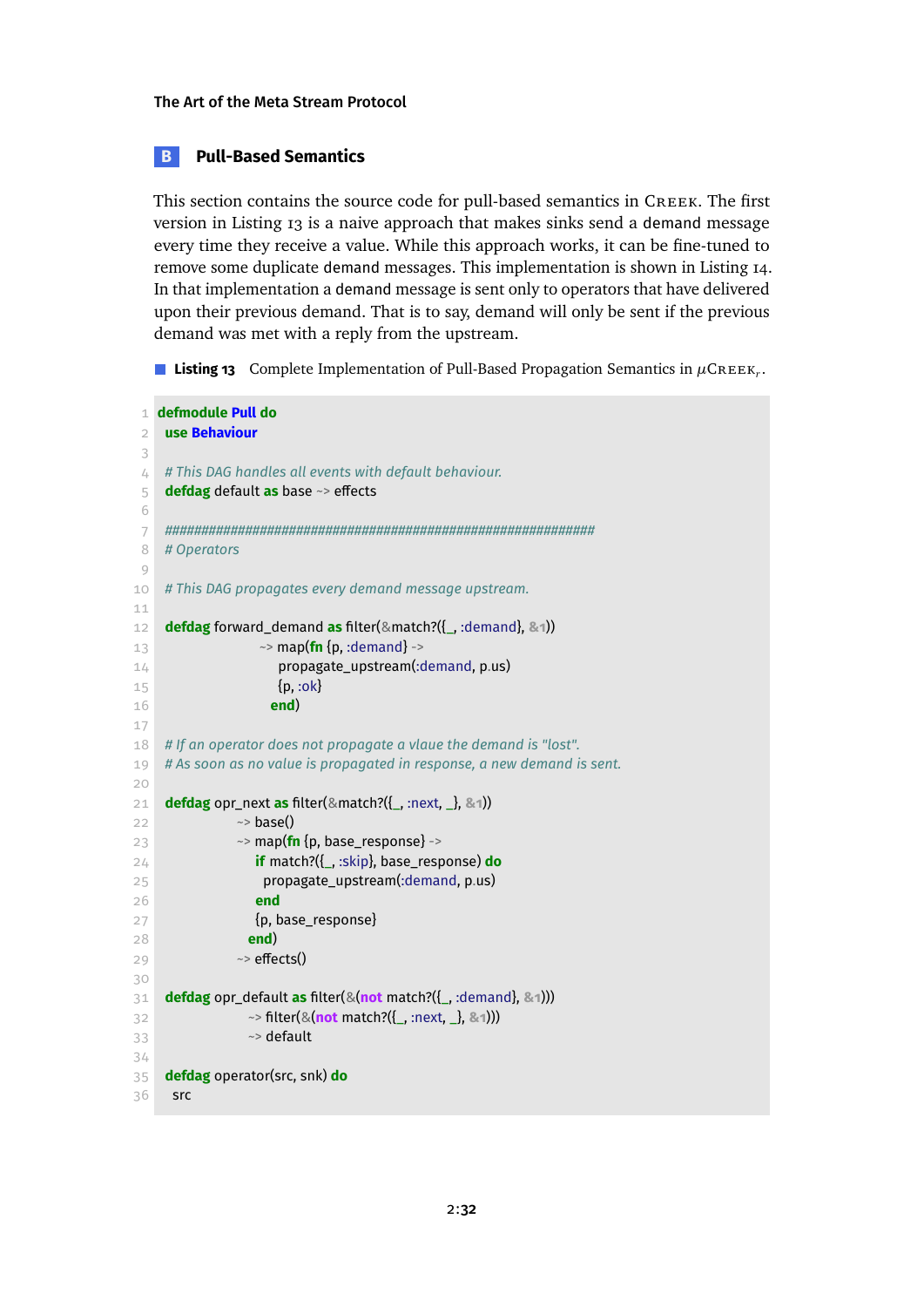## B Pull-Based Semantics

This section contains the source code for pull-based semantics in Creek. The first version in Listing 13 is a naive approach that makes sinks send a demand message every time they receive a value. While this approach works, it can be fine-tuned to remove some duplicate demand messages. This implementation is shown in Listing 14. In that implementation a demand message is sent only to operators that have delivered upon their previous demand. That is to say, demand will only be sent if the previous demand was met with a reply from the upstream.

**Listing 13** Complete Implementation of Pull-Based Propagation Semantics in $\mu$Creek$_r$.

```
defmodule Pull do
  use Behaviour

  # This DAG handles all events with default behaviour.
  defdag default as base ~> effects

  ################################################################
  # Operators

  # This DAG propagates every demand message upstream.

  defdag forward_demand as filter(&match?({_, :demand}, &1))
                        ~> map(fn {p, :demand} ->
                             propagate_upstream(:demand, p.us)
                             {p, :ok}
                           end)

  # If an operator does not propagate a vlaue the demand is "lost".
  # As soon as no value is propagated in response, a new demand is sent.

  defdag opr_next as filter(&match?({_, :next, _}, &1))
                  ~> base()
                  ~> map(fn {p, base_response} ->
                       if match?({_, :skip}, base_response) do
                         propagate_upstream(:demand, p.us)
                       end
                       {p, base_response}
                     end)
                  ~> effects()

  defdag opr_default as filter(&(not match?({_, :demand}, &1)))
                     ~> filter(&(not match?({_, :next, _}, &1)))
                     ~> default

  defdag operator(src, snk) do
    src
```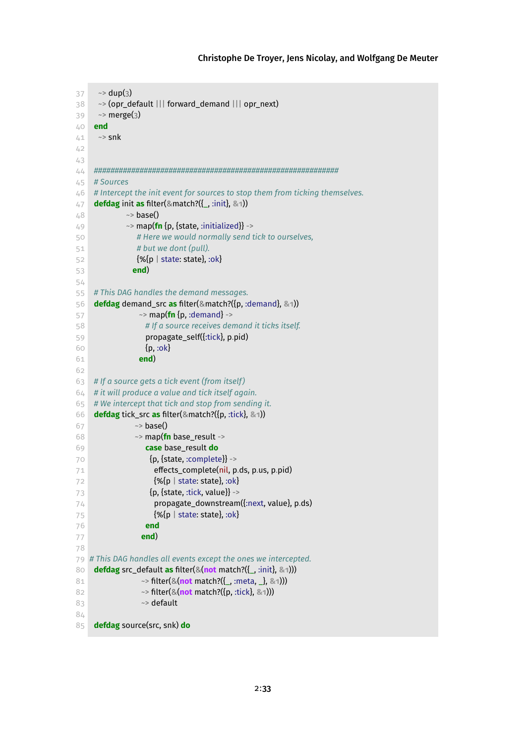```
  ~> dup(3)
  ~> (opr_default ||| forward_demand ||| opr_next)
  ~> merge(3)
end
  ~> snk


##############################################################
# Sources
# Intercept the init event for sources to stop them from ticking themselves.
defdag init as filter(&match?({_, :init}, &1))
             ~> base()
             ~> map(fn {p, {state, :initialized}} ->
                  # Here we would normally send tick to ourselves,
                  # but we dont (pull).
                  {%{p | state: state}, :ok}
                end)

# This DAG handles the demand messages.
defdag demand_src as filter(&match?({p, :demand}, &1))
                   ~> map(fn {p, :demand} ->
                     # If a source receives demand it ticks itself.
                     propagate_self({:tick}, p.pid)
                     {p, :ok}
                   end)

# If a source gets a tick event (from itself)
# it will produce a value and tick itself again.
# We intercept that tick and stop from sending it.
defdag tick_src as filter(&match?({p, :tick}, &1))
                  ~> base()
                  ~> map(fn base_result ->
                     case base_result do
                       {p, {state, :complete}} ->
                         effects_complete(nil, p.ds, p.us, p.pid)
                         {%{p | state: state}, :ok}
                       {p, {state, :tick, value}} ->
                         propagate_downstream({:next, value}, p.ds)
                         {%{p | state: state}, :ok}
                     end
                   end)

# This DAG handles all events except the ones we intercepted.
defdag src_default as filter(&(not match?({_, :init}, &1)))
                   ~> filter(&(not match?({_, :meta, _}, &1)))
                   ~> filter(&(not match?({p, :tick}, &1)))
                   ~> default

defdag source(src, snk) do
```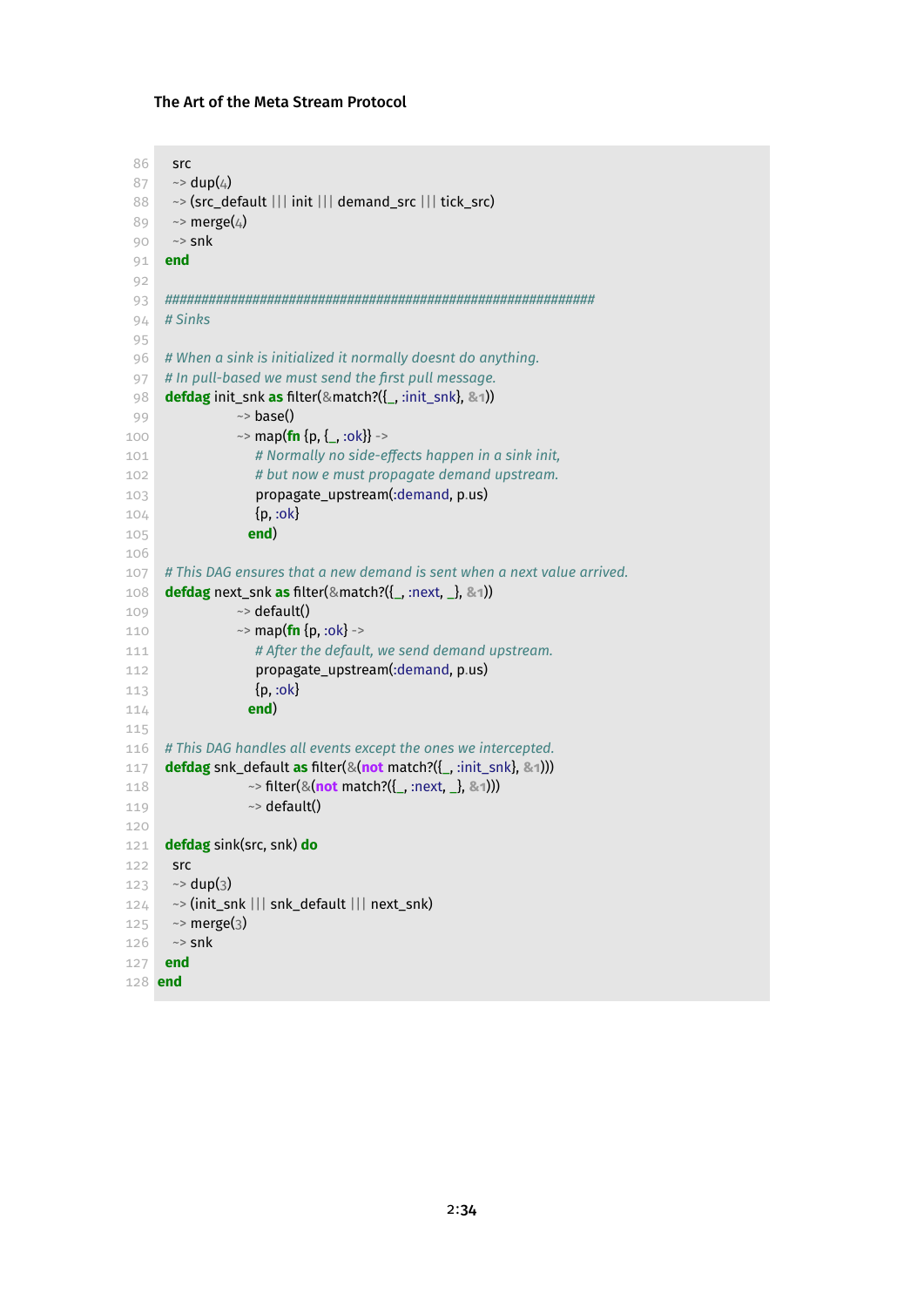```
86    src
87    ~> dup(4)
88    ~> (src_default ||| init ||| demand_src ||| tick_src)
89    ~> merge(4)
90    ~> snk
91  end
92
93  ################################################################
94  # Sinks
95
96  # When a sink is initialized it normally doesnt do anything.
97  # In pull-based we must send the first pull message.
98  defdag init_snk as filter(&match?({_, :init_snk}, &1))
99                    ~> base()
100                   ~> map(fn {p, {_, :ok}} ->
101                      # Normally no side-effects happen in a sink init,
102                      # but now e must propagate demand upstream.
103                      propagate_upstream(:demand, p.us)
104                      {p, :ok}
105                    end)
106
107 # This DAG ensures that a new demand is sent when a next value arrived.
108 defdag next_snk as filter(&match?({_, :next, _}, &1))
109                   ~> default()
110                   ~> map(fn {p, :ok} ->
111                      # After the default, we send demand upstream.
112                      propagate_upstream(:demand, p.us)
113                      {p, :ok}
114                    end)
115
116 # This DAG handles all events except the ones we intercepted.
117 defdag snk_default as filter(&(not match?({_, :init_snk}, &1)))
118                     ~> filter(&(not match?({_, :next, _}, &1)))
119                     ~> default()
120
121 defdag sink(src, snk) do
122   src
123   ~> dup(3)
124   ~> (init_snk ||| snk_default ||| next_snk)
125   ~> merge(3)
126   ~> snk
127 end
128 end
```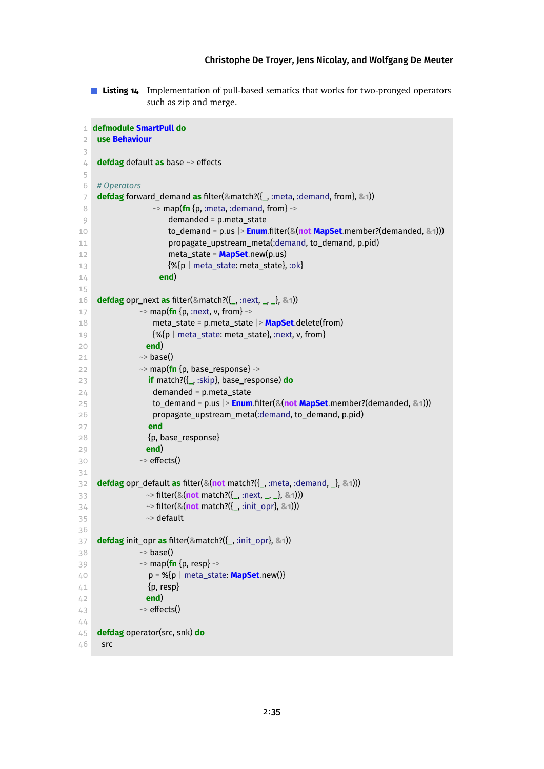**Listing 14** Implementation of pull-based sematics that works for two-pronged operators such as zip and merge.

```
defmodule SmartPull do
  use Behaviour

  defdag default as base ~> effects

  # Operators
  defdag forward_demand as filter(&match?({_, :meta, :demand, from}, &1))
                    ~> map(fn {p, :meta, :demand, from} ->
                         demanded = p.meta_state
                         to_demand = p.us |> Enum.filter(&(not MapSet.member?(demanded, &1)))
                         propagate_upstream_meta(:demand, to_demand, p.pid)
                         meta_state = MapSet.new(p.us)
                         {%{p | meta_state: meta_state}, :ok}
                       end)

  defdag opr_next as filter(&match?({_, :next, _, _}, &1))
                 ~> map(fn {p, :next, v, from} ->
                      meta_state = p.meta_state |> MapSet.delete(from)
                      {%{p | meta_state: meta_state}, :next, v, from}
                    end)
                 ~> base()
                 ~> map(fn {p, base_response} ->
                      if match?({_, :skip}, base_response) do
                        demanded = p.meta_state
                        to_demand = p.us |> Enum.filter(&(not MapSet.member?(demanded, &1)))
                        propagate_upstream_meta(:demand, to_demand, p.pid)
                      end
                      {p, base_response}
                    end)
                 ~> effects()

  defdag opr_default as filter(&(not match?({_, :meta, :demand, _}, &1)))
                    ~> filter(&(not match?({_, :next, _, _}, &1)))
                    ~> filter(&(not match?({_, :init_opr}, &1)))
                    ~> default

  defdag init_opr as filter(&match?({_, :init_opr}, &1))
                 ~> base()
                 ~> map(fn {p, resp} ->
                      p = %{p | meta_state: MapSet.new()}
                      {p, resp}
                    end)
                 ~> effects()

  defdag operator(src, snk) do
    src
```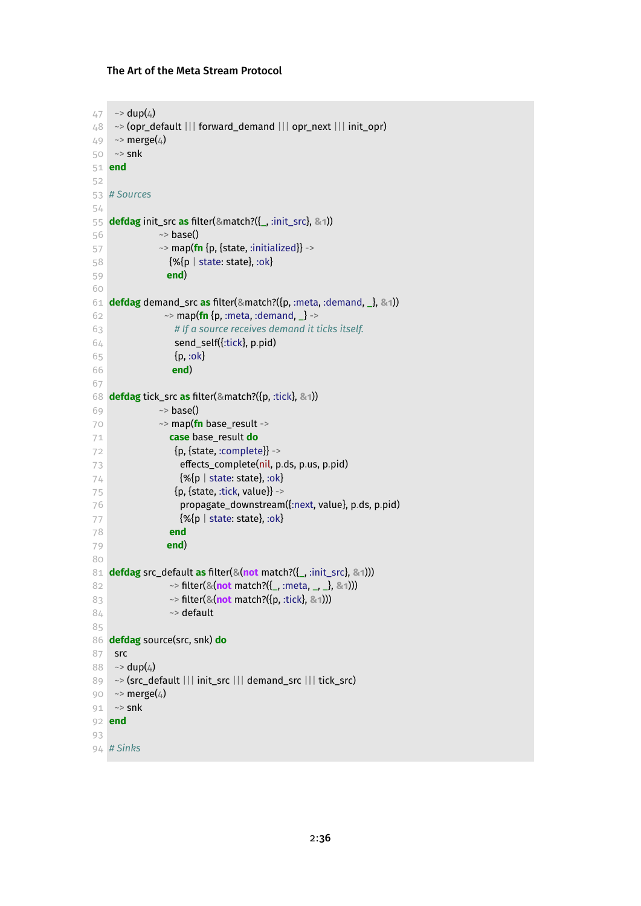```
  ~> dup(4)
  ~> (opr_default ||| forward_demand ||| opr_next ||| init_opr)
  ~> merge(4)
  ~> snk
end

# Sources

defdag init_src as filter(&match?({_, :init_src}, &1))
                ~> base()
                ~> map(fn {p, {state, :initialized}} ->
                    {%{p | state: state}, :ok}
                  end)

defdag demand_src as filter(&match?({p, :meta, :demand, _}, &1))
                  ~> map(fn {p, :meta, :demand, _} ->
                      # If a source receives demand it ticks itself.
                      send_self({:tick}, p.pid)
                      {p, :ok}
                     end)

defdag tick_src as filter(&match?({p, :tick}, &1))
                ~> base()
                ~> map(fn base_result ->
                    case base_result do
                      {p, {state, :complete}} ->
                        effects_complete(nil, p.ds, p.us, p.pid)
                        {%{p | state: state}, :ok}
                      {p, {state, :tick, value}} ->
                        propagate_downstream({:next, value}, p.ds, p.pid)
                        {%{p | state: state}, :ok}
                    end
                  end)

defdag src_default as filter(&(not match?({_, :init_src}, &1)))
                    ~> filter(&(not match?({_, :meta, _, _}, &1)))
                    ~> filter(&(not match?({p, :tick}, &1)))
                    ~> default

defdag source(src, snk) do
  src
  ~> dup(4)
  ~> (src_default ||| init_src ||| demand_src ||| tick_src)
  ~> merge(4)
  ~> snk
end

# Sinks
```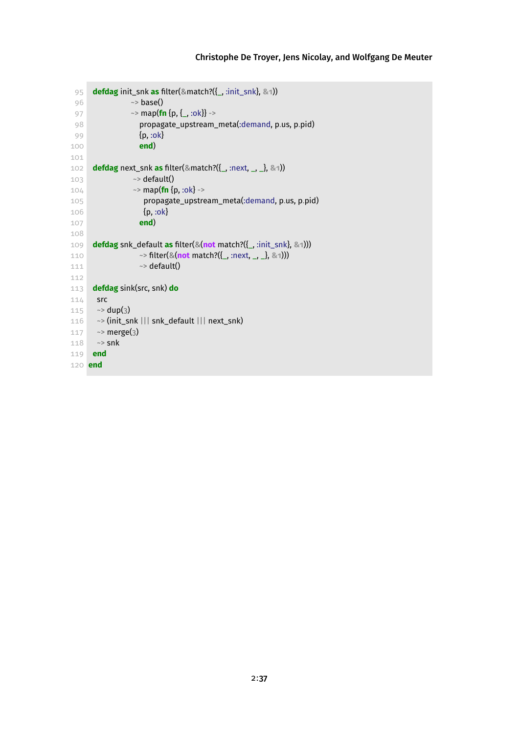```
defdag init_snk as filter(&match?({_, :init_snk}, &1))
          ~> base()
          ~> map(fn {p, {_, :ok}} ->
            propagate_upstream_meta(:demand, p.us, p.pid)
            {p, :ok}
            end)

defdag next_snk as filter(&match?({_, :next, _, _}, &1))
           ~> default()
           ~> map(fn {p, :ok} ->
              propagate_upstream_meta(:demand, p.us, p.pid)
              {p, :ok}
            end)

defdag snk_default as filter(&(not match?({_, :init_snk}, &1)))
            ~> filter(&(not match?({_, :next, _, _}, &1)))
            ~> default()

defdag sink(src, snk) do
  src
  ~> dup(3)
  ~> (init_snk ||| snk_default ||| next_snk)
  ~> merge(3)
  ~> snk
end
end
```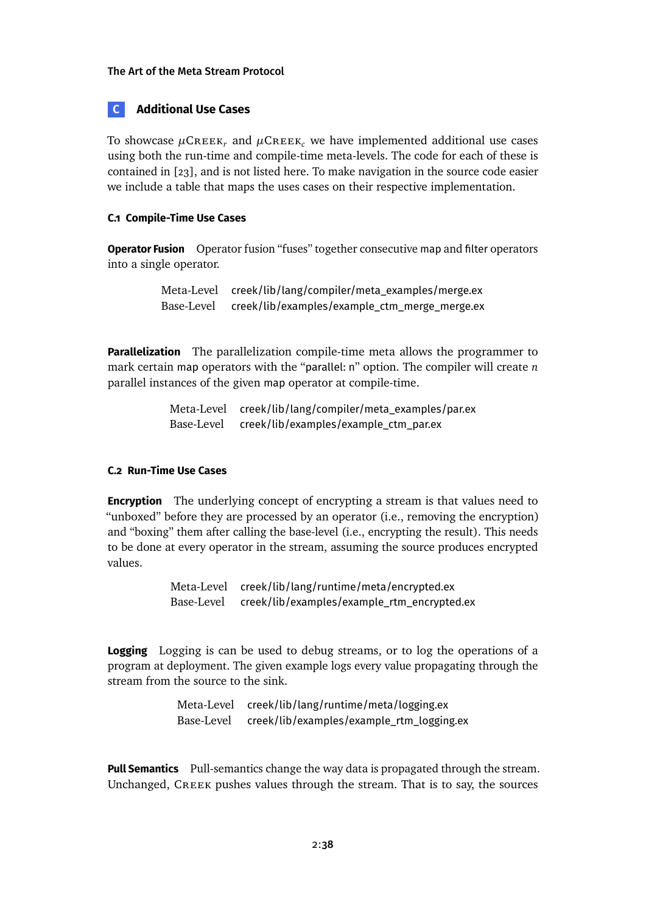## C Additional Use Cases

To showcase $\mu$Creek$_r$ and $\mu$Creek$_c$ we have implemented additional use cases using both the run-time and compile-time meta-levels. The code for each of these is contained in [23], and is not listed here. To make navigation in the source code easier we include a table that maps the uses cases on their respective implementation.

### C.1 Compile-Time Use Cases

**Operator Fusion** Operator fusion "fuses" together consecutive map and filter operators into a single operator.

| | |
|---|---|
| Meta-Level | creek/lib/lang/compiler/meta_examples/merge.ex |
| Base-Level | creek/lib/examples/example_ctm_merge_merge.ex |

**Parallelization** The parallelization compile-time meta allows the programmer to mark certain map operators with the "parallel: n" option. The compiler will create $n$ parallel instances of the given map operator at compile-time.

| | |
|---|---|
| Meta-Level | creek/lib/lang/compiler/meta_examples/par.ex |
| Base-Level | creek/lib/examples/example_ctm_par.ex |

### C.2 Run-Time Use Cases

**Encryption** The underlying concept of encrypting a stream is that values need to "unboxed" before they are processed by an operator (i.e., removing the encryption) and "boxing" them after calling the base-level (i.e., encrypting the result). This needs to be done at every operator in the stream, assuming the source produces encrypted values.

| | |
|---|---|
| Meta-Level | creek/lib/lang/runtime/meta/encrypted.ex |
| Base-Level | creek/lib/examples/example_rtm_encrypted.ex |

**Logging** Logging is can be used to debug streams, or to log the operations of a program at deployment. The given example logs every value propagating through the stream from the source to the sink.

| | |
|---|---|
| Meta-Level | creek/lib/lang/runtime/meta/logging.ex |
| Base-Level | creek/lib/examples/example_rtm_logging.ex |

**Pull Semantics** Pull-semantics change the way data is propagated through the stream. Unchanged, Creek pushes values through the stream. That is to say, the sources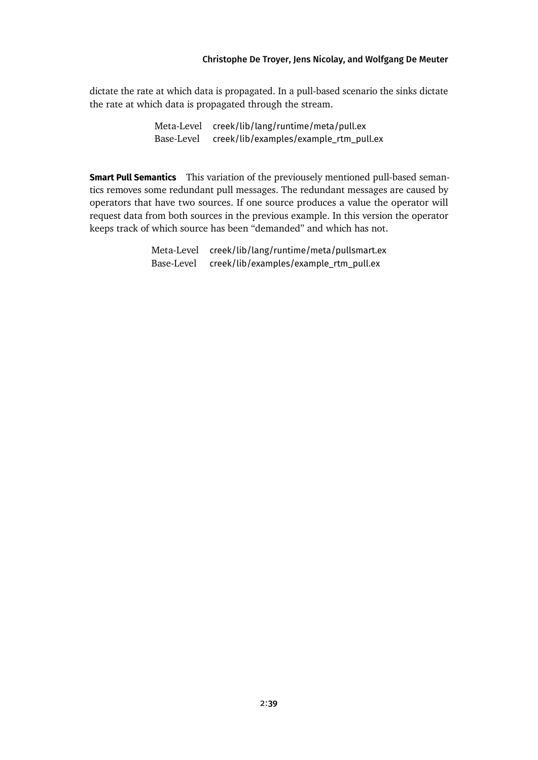dictate the rate at which data is propagated. In a pull-based scenario the sinks dictate the rate at which data is propagated through the stream.

| | |
|---|---|
| Meta-Level | creek/lib/lang/runtime/meta/pull.ex |
| Base-Level | creek/lib/examples/example_rtm_pull.ex |

**Smart Pull Semantics** This variation of the previously mentioned pull-based semantics removes some redundant pull messages. The redundant messages are caused by operators that have two sources. If one source produces a value the operator will request data from both sources in the previous example. In this version the operator keeps track of which source has been "demanded" and which has not.

| | |
|---|---|
| Meta-Level | creek/lib/lang/runtime/meta/pullsmart.ex |
| Base-Level | creek/lib/examples/example_rtm_pull.ex |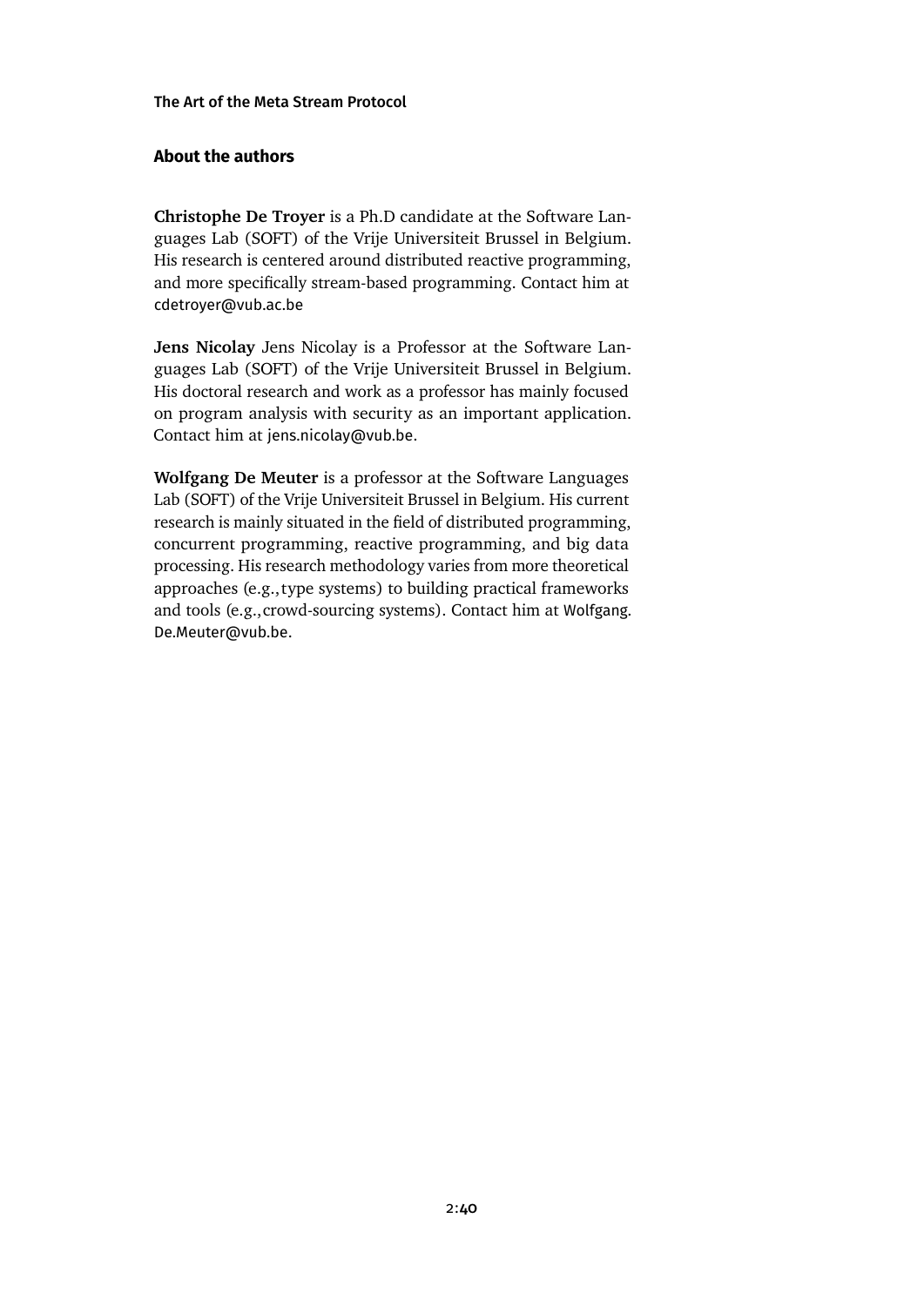## About the authors

**Christophe De Troyer** is a Ph.D candidate at the Software Languages Lab (SOFT) of the Vrije Universiteit Brussel in Belgium. His research is centered around distributed reactive programming, and more specifically stream-based programming. Contact him at cdetroyer@vub.ac.be

**Jens Nicolay** Jens Nicolay is a Professor at the Software Languages Lab (SOFT) of the Vrije Universiteit Brussel in Belgium. His doctoral research and work as a professor has mainly focused on program analysis with security as an important application. Contact him at jens.nicolay@vub.be.

**Wolfgang De Meuter** is a professor at the Software Languages Lab (SOFT) of the Vrije Universiteit Brussel in Belgium. His current research is mainly situated in the field of distributed programming, concurrent programming, reactive programming, and big data processing. His research methodology varies from more theoretical approaches (e.g., type systems) to building practical frameworks and tools (e.g., crowd-sourcing systems). Contact him at Wolfgang.De.Meuter@vub.be.